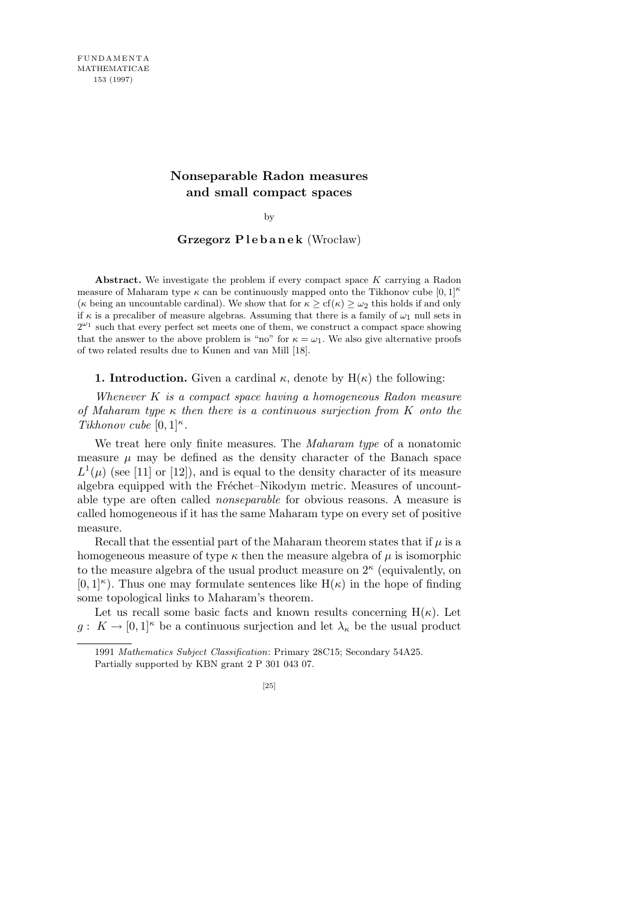# Nonseparable Radon measures and small compact spaces

by

**Grzegorz Plebanek** (Wrocław)

**Abstract.** We investigate the problem if every compact space $K$ carrying a Radon measure of Maharam type $\kappa$ can be continuously mapped onto the Tikhonov cube $[0,1]^\kappa$ ($\kappa$ being an uncountable cardinal). We show that for $\kappa \geq \mathrm{cf}(\kappa) \geq \omega_2$ this holds if and only if $\kappa$ is a precaliber of measure algebras. Assuming that there is a family of $\omega_1$ null sets in $2^{\omega_1}$ such that every perfect set meets one of them, we construct a compact space showing that the answer to the above problem is "no" for $\kappa = \omega_1$. We also give alternative proofs of two related results due to Kunen and van Mill [18].

**1. Introduction.** Given a cardinal $\kappa$, denote by $\mathrm{H}(\kappa)$ the following:

*Whenever $K$ is a compact space having a homogeneous Radon measure of Maharam type $\kappa$ then there is a continuous surjection from $K$ onto the Tikhonov cube $[0,1]^\kappa$.*

We treat here only finite measures. The *Maharam type* of a nonatomic measure $\mu$ may be defined as the density character of the Banach space $L^1(\mu)$ (see [11] or [12]), and is equal to the density character of its measure algebra equipped with the Fréchet–Nikodym metric. Measures of uncountable type are often called *nonseparable* for obvious reasons. A measure is called homogeneous if it has the same Maharam type on every set of positive measure.

Recall that the essential part of the Maharam theorem states that if $\mu$ is a homogeneous measure of type $\kappa$ then the measure algebra of $\mu$ is isomorphic to the measure algebra of the usual product measure on $2^\kappa$ (equivalently, on $[0,1]^\kappa$). Thus one may formulate sentences like $\mathrm{H}(\kappa)$ in the hope of finding some topological links to Maharam's theorem.

Let us recall some basic facts and known results concerning $\mathrm{H}(\kappa)$. Let $g:\ K \to [0,1]^\kappa$ be a continuous surjection and let $\lambda_\kappa$ be the usual product

---

1991 *Mathematics Subject Classification*: Primary 28C15; Secondary 54A25.

Partially supported by KBN grant 2 P 301 043 07.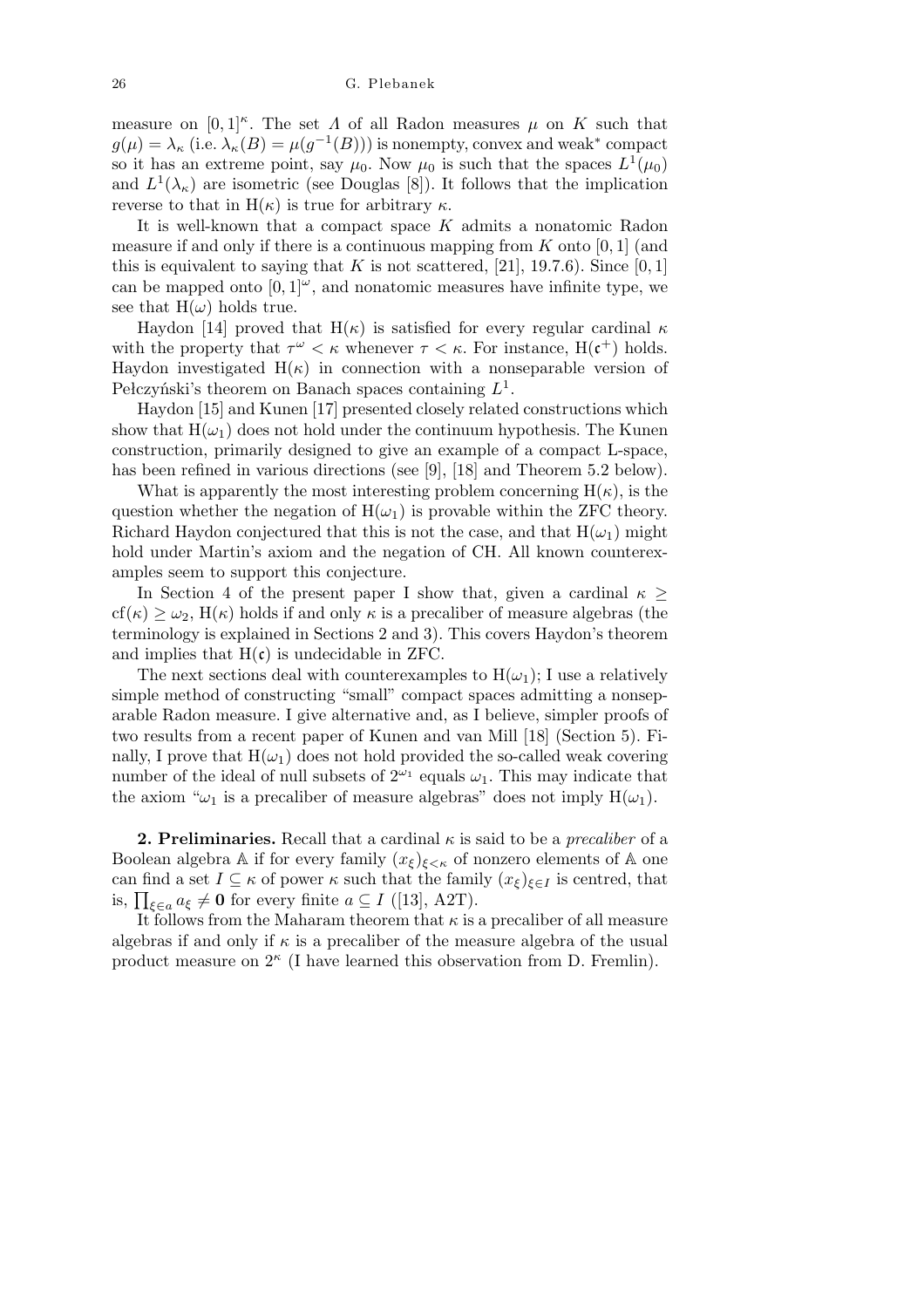measure on $[0,1]^\kappa$. The set $\Lambda$ of all Radon measures $\mu$ on $K$ such that $g(\mu) = \lambda_\kappa$ (i.e. $\lambda_\kappa(B) = \mu(g^{-1}(B))$) is nonempty, convex and weak* compact so it has an extreme point, say $\mu_0$. Now $\mu_0$ is such that the spaces $L^1(\mu_0)$ and $L^1(\lambda_\kappa)$ are isometric (see Douglas [8]). It follows that the implication reverse to that in $\mathrm{H}(\kappa)$ is true for arbitrary $\kappa$.

It is well-known that a compact space $K$ admits a nonatomic Radon measure if and only if there is a continuous mapping from $K$ onto $[0,1]$ (and this is equivalent to saying that $K$ is not scattered, [21], 19.7.6). Since $[0,1]$ can be mapped onto $[0,1]^\omega$, and nonatomic measures have infinite type, we see that $\mathrm{H}(\omega)$ holds true.

Haydon [14] proved that $\mathrm{H}(\kappa)$ is satisfied for every regular cardinal $\kappa$ with the property that $\tau^\omega < \kappa$ whenever $\tau < \kappa$. For instance, $\mathrm{H}(\mathfrak{c}^+)$ holds. Haydon investigated $\mathrm{H}(\kappa)$ in connection with a nonseparable version of Pełczyński's theorem on Banach spaces containing $L^1$.

Haydon [15] and Kunen [17] presented closely related constructions which show that $\mathrm{H}(\omega_1)$ does not hold under the continuum hypothesis. The Kunen construction, primarily designed to give an example of a compact L-space, has been refined in various directions (see [9], [18] and Theorem 5.2 below).

What is apparently the most interesting problem concerning $\mathrm{H}(\kappa)$, is the question whether the negation of $\mathrm{H}(\omega_1)$ is provable within the ZFC theory. Richard Haydon conjectured that this is not the case, and that $\mathrm{H}(\omega_1)$ might hold under Martin's axiom and the negation of CH. All known counterexamples seem to support this conjecture.

In Section 4 of the present paper I show that, given a cardinal $\kappa \geq \mathrm{cf}(\kappa) \geq \omega_2$, $\mathrm{H}(\kappa)$ holds if and only if $\kappa$ is a precaliber of measure algebras (the terminology is explained in Sections 2 and 3). This covers Haydon's theorem and implies that $\mathrm{H}(\mathfrak{c})$ is undecidable in ZFC.

The next sections deal with counterexamples to $\mathrm{H}(\omega_1)$; I use a relatively simple method of constructing "small" compact spaces admitting a nonseparable Radon measure. I give alternative and, as I believe, simpler proofs of two results from a recent paper of Kunen and van Mill [18] (Section 5). Finally, I prove that $\mathrm{H}(\omega_1)$ does not hold provided the so-called weak covering number of the ideal of null subsets of $2^{\omega_1}$ equals $\omega_1$. This may indicate that the axiom "$\omega_1$ is a precaliber of measure algebras" does not imply $\mathrm{H}(\omega_1)$.

**2. Preliminaries.** Recall that a cardinal $\kappa$ is said to be a *precaliber* of a Boolean algebra $\mathbb{A}$ if for every family $(x_\xi)_{\xi<\kappa}$ of nonzero elements of $\mathbb{A}$ one can find a set $I \subseteq \kappa$ of power $\kappa$ such that the family $(x_\xi)_{\xi\in I}$ is centred, that is, $\prod_{\xi\in a} a_\xi \neq \mathbf{0}$ for every finite $a \subseteq I$ ([13], A2T).

It follows from the Maharam theorem that $\kappa$ is a precaliber of all measure algebras if and only if $\kappa$ is a precaliber of the measure algebra of the usual product measure on $2^\kappa$ (I have learned this observation from D. Fremlin).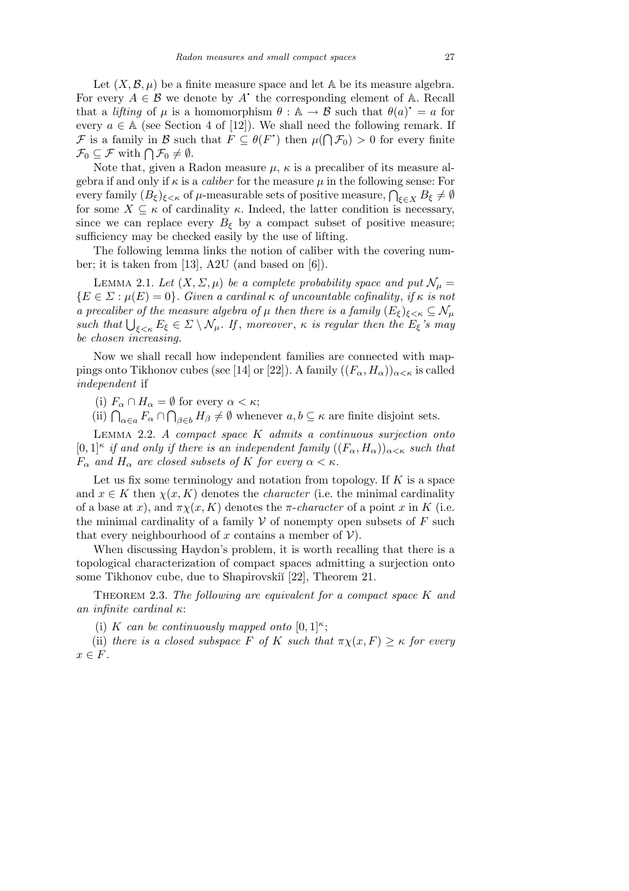Let $(X, \mathcal{B}, \mu)$ be a finite measure space and let $\mathbb{A}$ be its measure algebra. For every $A \in \mathcal{B}$ we denote by $A^\bullet$ the corresponding element of $\mathbb{A}$. Recall that a *lifting* of $\mu$ is a homomorphism $\theta : \mathbb{A} \to \mathcal{B}$ such that $\theta(a)^\bullet = a$ for every $a \in \mathbb{A}$ (see Section 4 of [12]). We shall need the following remark. If $\mathcal{F}$ is a family in $\mathcal{B}$ such that $F \subseteq \theta(F^\bullet)$ then $\mu(\bigcap \mathcal{F}_0) > 0$ for every finite $\mathcal{F}_0 \subseteq \mathcal{F}$ with $\bigcap \mathcal{F}_0 \neq \emptyset$.

Note that, given a Radon measure $\mu$, $\kappa$ is a precaliber of its measure algebra if and only if $\kappa$ is a *caliber* for the measure $\mu$ in the following sense: For every family $(B_\xi)_{\xi<\kappa}$ of $\mu$-measurable sets of positive measure, $\bigcap_{\xi \in X} B_\xi \neq \emptyset$ for some $X \subseteq \kappa$ of cardinality $\kappa$. Indeed, the latter condition is necessary, since we can replace every $B_\xi$ by a compact subset of positive measure; sufficiency may be checked easily by the use of lifting.

The following lemma links the notion of caliber with the covering number; it is taken from [13], A2U (and based on [6]).

Lemma 2.1. *Let $(X, \Sigma, \mu)$ be a complete probability space and put $\mathcal{N}_\mu = \{E \in \Sigma : \mu(E) = 0\}$. Given a cardinal $\kappa$ of uncountable cofinality, if $\kappa$ is not a precaliber of the measure algebra of $\mu$ then there is a family $(E_\xi)_{\xi<\kappa} \subseteq \mathcal{N}_\mu$ such that $\bigcup_{\xi<\kappa} E_\xi \in \Sigma \setminus \mathcal{N}_\mu$. If, moreover, $\kappa$ is regular then the $E_\xi$'s may be chosen increasing.*

Now we shall recall how independent families are connected with mappings onto Tikhonov cubes (see [14] or [22]). A family $((F_\alpha, H_\alpha))_{\alpha<\kappa}$ is called *independent* if

(i) $F_\alpha \cap H_\alpha = \emptyset$ for every $\alpha < \kappa$;

(ii) $\bigcap_{\alpha \in a} F_\alpha \cap \bigcap_{\beta \in b} H_\beta \neq \emptyset$ whenever $a, b \subseteq \kappa$ are finite disjoint sets.

Lemma 2.2. *A compact space $K$ admits a continuous surjection onto $[0,1]^\kappa$ if and only if there is an independent family $((F_\alpha, H_\alpha))_{\alpha<\kappa}$ such that $F_\alpha$ and $H_\alpha$ are closed subsets of $K$ for every $\alpha < \kappa$.*

Let us fix some terminology and notation from topology. If $K$ is a space and $x \in K$ then $\chi(x, K)$ denotes the *character* (i.e. the minimal cardinality of a base at $x$), and $\pi\chi(x, K)$ denotes the *$\pi$-character* of a point $x$ in $K$ (i.e. the minimal cardinality of a family $\mathcal{V}$ of nonempty open subsets of $F$ such that every neighbourhood of $x$ contains a member of $\mathcal{V}$).

When discussing Haydon's problem, it is worth recalling that there is a topological characterization of compact spaces admitting a surjection onto some Tikhonov cube, due to Shapirovskiĭ [22], Theorem 21.

Theorem 2.3. *The following are equivalent for a compact space $K$ and an infinite cardinal $\kappa$:*

(i) *$K$ can be continuously mapped onto $[0,1]^\kappa$;*

(ii) *there is a closed subspace $F$ of $K$ such that $\pi\chi(x, F) \geq \kappa$ for every $x \in F$.*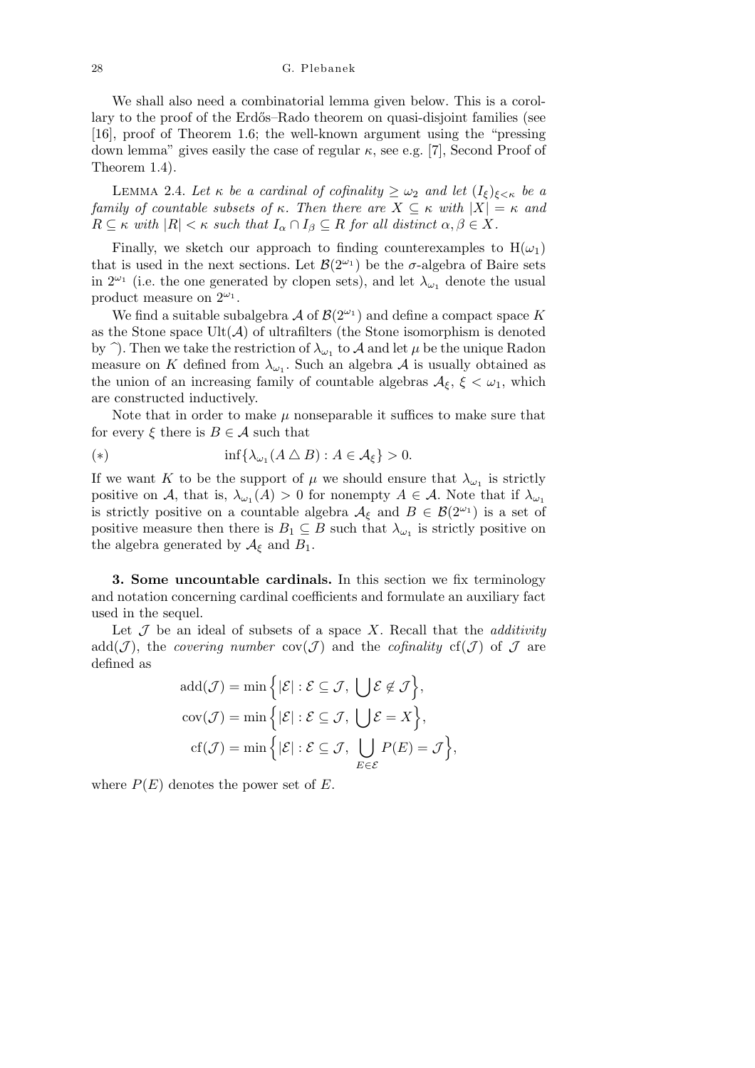We shall also need a combinatorial lemma given below. This is a corollary to the proof of the Erdős–Rado theorem on quasi-disjoint families (see [16], proof of Theorem 1.6; the well-known argument using the "pressing down lemma" gives easily the case of regular $\kappa$, see e.g. [7], Second Proof of Theorem 1.4).

LEMMA 2.4. *Let $\kappa$ be a cardinal of cofinality $\geq \omega_2$ and let $(I_\xi)_{\xi<\kappa}$ be a family of countable subsets of $\kappa$. Then there are $X \subseteq \kappa$ with $|X| = \kappa$ and $R \subseteq \kappa$ with $|R| < \kappa$ such that $I_\alpha \cap I_\beta \subseteq R$ for all distinct $\alpha, \beta \in X$.*

Finally, we sketch our approach to finding counterexamples to $\mathrm{H}(\omega_1)$ that is used in the next sections. Let $\mathcal{B}(2^{\omega_1})$ be the $\sigma$-algebra of Baire sets in $2^{\omega_1}$ (i.e. the one generated by clopen sets), and let $\lambda_{\omega_1}$ denote the usual product measure on $2^{\omega_1}$.

We find a suitable subalgebra $\mathcal{A}$ of $\mathcal{B}(2^{\omega_1})$ and define a compact space $K$ as the Stone space $\mathrm{Ult}(\mathcal{A})$ of ultrafilters (the Stone isomorphism is denoted by $\widehat{\ }$). Then we take the restriction of $\lambda_{\omega_1}$ to $\mathcal{A}$ and let $\mu$ be the unique Radon measure on $K$ defined from $\lambda_{\omega_1}$. Such an algebra $\mathcal{A}$ is usually obtained as the union of an increasing family of countable algebras $\mathcal{A}_\xi$, $\xi < \omega_1$, which are constructed inductively.

Note that in order to make $\mu$ nonseparable it suffices to make sure that for every $\xi$ there is $B \in \mathcal{A}$ such that

$$(*) \qquad \inf\{\lambda_{\omega_1}(A \bigtriangleup B) : A \in \mathcal{A}_\xi\} > 0.$$

If we want $K$ to be the support of $\mu$ we should ensure that $\lambda_{\omega_1}$ is strictly positive on $\mathcal{A}$, that is, $\lambda_{\omega_1}(A) > 0$ for nonempty $A \in \mathcal{A}$. Note that if $\lambda_{\omega_1}$ is strictly positive on a countable algebra $\mathcal{A}_\xi$ and $B \in \mathcal{B}(2^{\omega_1})$ is a set of positive measure then there is $B_1 \subseteq B$ such that $\lambda_{\omega_1}$ is strictly positive on the algebra generated by $\mathcal{A}_\xi$ and $B_1$.

**3. Some uncountable cardinals.** In this section we fix terminology and notation concerning cardinal coefficients and formulate an auxiliary fact used in the sequel.

Let $\mathcal{J}$ be an ideal of subsets of a space $X$. Recall that the *additivity* $\mathrm{add}(\mathcal{J})$, the *covering number* $\mathrm{cov}(\mathcal{J})$ and the *cofinality* $\mathrm{cf}(\mathcal{J})$ of $\mathcal{J}$ are defined as

$$\mathrm{add}(\mathcal{J}) = \min\Big\{|\mathcal{E}| : \mathcal{E} \subseteq \mathcal{J},\ \bigcup \mathcal{E} \notin \mathcal{J}\Big\},$$
$$\mathrm{cov}(\mathcal{J}) = \min\Big\{|\mathcal{E}| : \mathcal{E} \subseteq \mathcal{J},\ \bigcup \mathcal{E} = X\Big\},$$
$$\mathrm{cf}(\mathcal{J}) = \min\Big\{|\mathcal{E}| : \mathcal{E} \subseteq \mathcal{J},\ \bigcup_{E \in \mathcal{E}} P(E) = \mathcal{J}\Big\},$$

where $P(E)$ denotes the power set of $E$.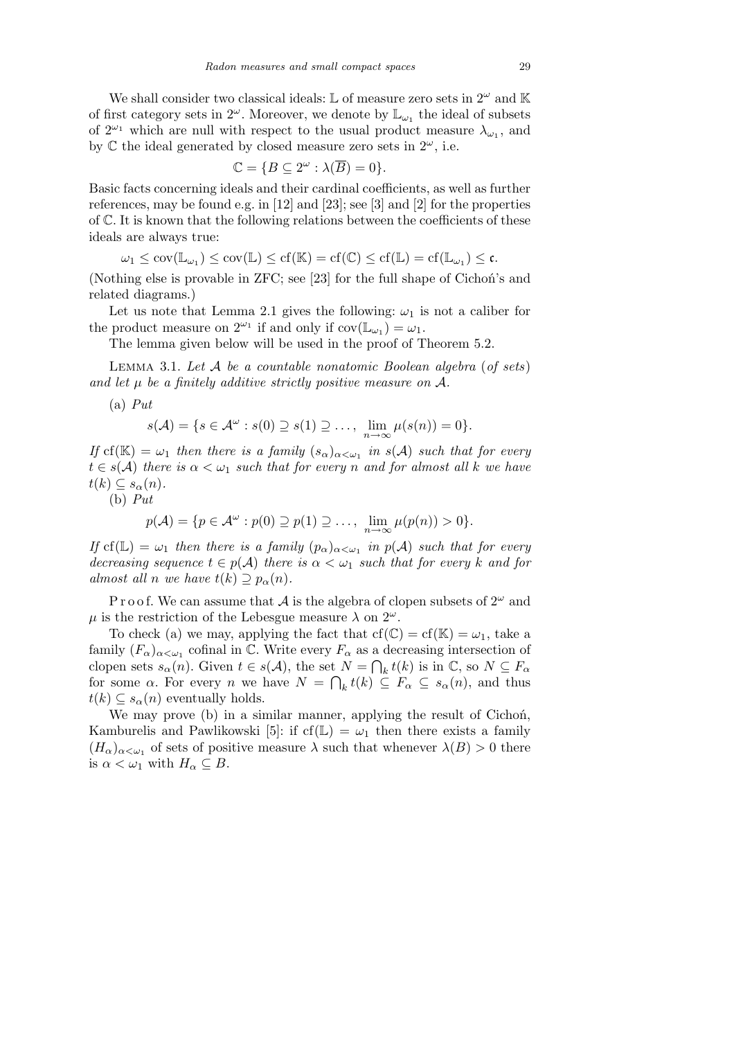We shall consider two classical ideals: $\mathbb{L}$ of measure zero sets in $2^\omega$ and $\mathbb{K}$ of first category sets in $2^\omega$. Moreover, we denote by $\mathbb{L}_{\omega_1}$ the ideal of subsets of $2^{\omega_1}$ which are null with respect to the usual product measure $\lambda_{\omega_1}$, and by $\mathbb{C}$ the ideal generated by closed measure zero sets in $2^\omega$, i.e.

$$\mathbb{C} = \{B \subseteq 2^\omega : \lambda(\overline{B}) = 0\}.$$

Basic facts concerning ideals and their cardinal coefficients, as well as further references, may be found e.g. in [12] and [23]; see [3] and [2] for the properties of $\mathbb{C}$. It is known that the following relations between the coefficients of these ideals are always true:

$$\omega_1 \le \mathrm{cov}(\mathbb{L}_{\omega_1}) \le \mathrm{cov}(\mathbb{L}) \le \mathrm{cf}(\mathbb{K}) = \mathrm{cf}(\mathbb{C}) \le \mathrm{cf}(\mathbb{L}) = \mathrm{cf}(\mathbb{L}_{\omega_1}) \le \mathfrak{c}.$$

(Nothing else is provable in ZFC; see [23] for the full shape of Cichoń's and related diagrams.)

Let us note that Lemma 2.1 gives the following: $\omega_1$ is not a caliber for the product measure on $2^{\omega_1}$ if and only if $\mathrm{cov}(\mathbb{L}_{\omega_1}) = \omega_1$.

The lemma given below will be used in the proof of Theorem 5.2.

Lemma 3.1. *Let $\mathcal{A}$ be a countable nonatomic Boolean algebra* (*of sets*) *and let $\mu$ be a finitely additive strictly positive measure on $\mathcal{A}$.*

(a) *Put*

$$s(\mathcal{A}) = \{s \in \mathcal{A}^\omega : s(0) \supseteq s(1) \supseteq \ldots,\ \lim_{n\to\infty} \mu(s(n)) = 0\}.$$

*If $\mathrm{cf}(\mathbb{K}) = \omega_1$ then there is a family $(s_\alpha)_{\alpha<\omega_1}$ in $s(\mathcal{A})$ such that for every $t \in s(\mathcal{A})$ there is $\alpha < \omega_1$ such that for every $n$ and for almost all $k$ we have $t(k) \subseteq s_\alpha(n)$.*

(b) *Put*

$$p(\mathcal{A}) = \{p \in \mathcal{A}^\omega : p(0) \supseteq p(1) \supseteq \ldots,\ \lim_{n\to\infty} \mu(p(n)) > 0\}.$$

*If $\mathrm{cf}(\mathbb{L}) = \omega_1$ then there is a family $(p_\alpha)_{\alpha<\omega_1}$ in $p(\mathcal{A})$ such that for every decreasing sequence $t \in p(\mathcal{A})$ there is $\alpha < \omega_1$ such that for every $k$ and for almost all $n$ we have $t(k) \supseteq p_\alpha(n)$.*

Proof. We can assume that $\mathcal{A}$ is the algebra of clopen subsets of $2^\omega$ and $\mu$ is the restriction of the Lebesgue measure $\lambda$ on $2^\omega$.

To check (a) we may, applying the fact that $\mathrm{cf}(\mathbb{C}) = \mathrm{cf}(\mathbb{K}) = \omega_1$, take a family $(F_\alpha)_{\alpha<\omega_1}$ cofinal in $\mathbb{C}$. Write every $F_\alpha$ as a decreasing intersection of clopen sets $s_\alpha(n)$. Given $t \in s(\mathcal{A})$, the set $N = \bigcap_k t(k)$ is in $\mathbb{C}$, so $N \subseteq F_\alpha$ for some $\alpha$. For every $n$ we have $N = \bigcap_k t(k) \subseteq F_\alpha \subseteq s_\alpha(n)$, and thus $t(k) \subseteq s_\alpha(n)$ eventually holds.

We may prove (b) in a similar manner, applying the result of Cichoń, Kamburelis and Pawlikowski [5]: if $\mathrm{cf}(\mathbb{L}) = \omega_1$ then there exists a family $(H_\alpha)_{\alpha<\omega_1}$ of sets of positive measure $\lambda$ such that whenever $\lambda(B) > 0$ there is $\alpha < \omega_1$ with $H_\alpha \subseteq B$.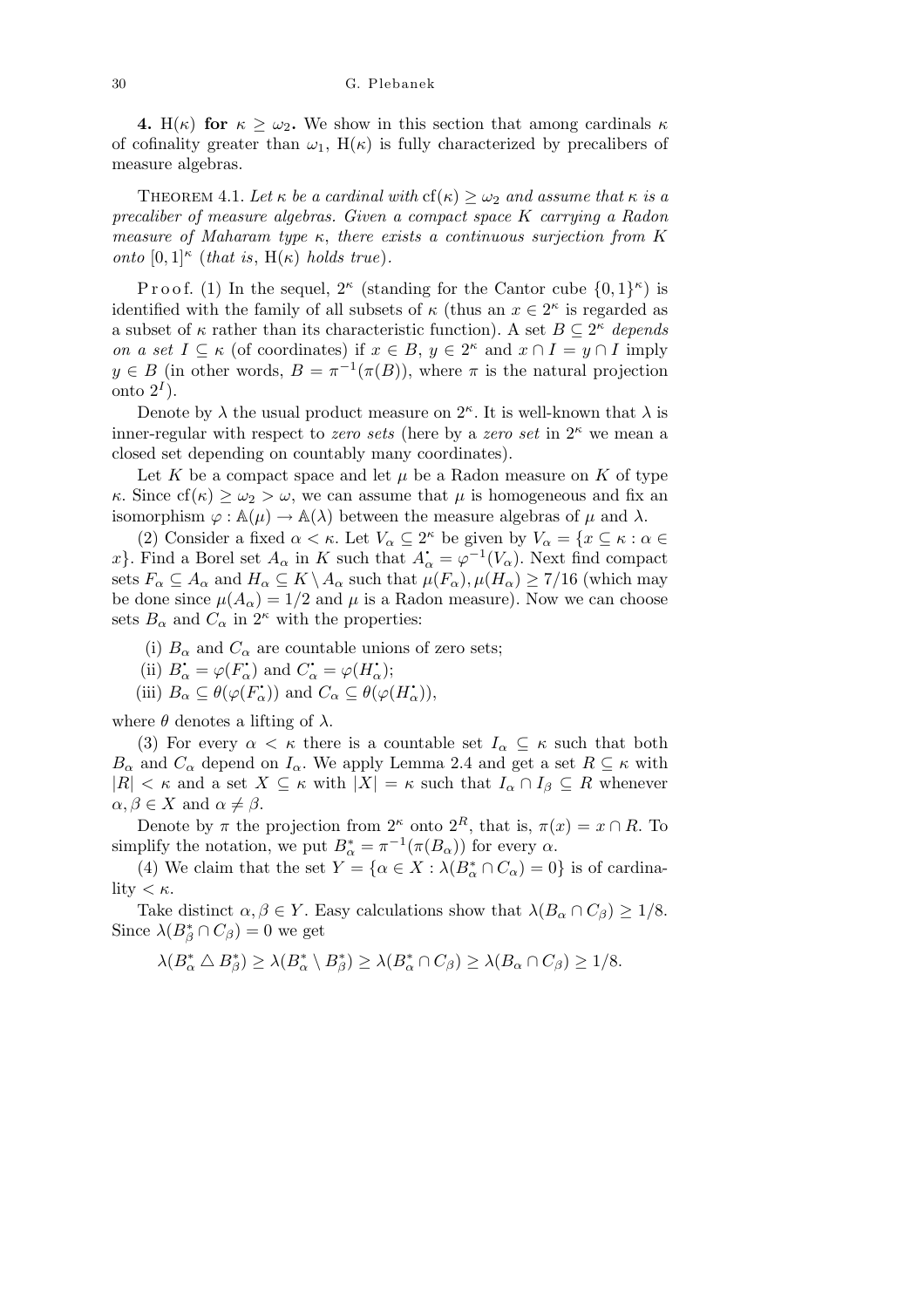**4. $\mathrm{H}(\kappa)$ for $\kappa \geq \omega_2$.** We show in this section that among cardinals $\kappa$ of cofinality greater than $\omega_1$, $\mathrm{H}(\kappa)$ is fully characterized by precalibers of measure algebras.

THEOREM 4.1. *Let $\kappa$ be a cardinal with $\mathrm{cf}(\kappa) \geq \omega_2$ and assume that $\kappa$ is a precaliber of measure algebras. Given a compact space $K$ carrying a Radon measure of Maharam type $\kappa$, there exists a continuous surjection from $K$ onto $[0,1]^\kappa$ (that is, $\mathrm{H}(\kappa)$ holds true).*

Proof. (1) In the sequel, $2^\kappa$ (standing for the Cantor cube $\{0,1\}^\kappa$) is identified with the family of all subsets of $\kappa$ (thus an $x \in 2^\kappa$ is regarded as a subset of $\kappa$ rather than its characteristic function). A set $B \subseteq 2^\kappa$ *depends on a set* $I \subseteq \kappa$ (of coordinates) if $x \in B$, $y \in 2^\kappa$ and $x \cap I = y \cap I$ imply $y \in B$ (in other words, $B = \pi^{-1}(\pi(B))$, where $\pi$ is the natural projection onto $2^I$).

Denote by $\lambda$ the usual product measure on $2^\kappa$. It is well-known that $\lambda$ is inner-regular with respect to *zero sets* (here by a *zero set* in $2^\kappa$ we mean a closed set depending on countably many coordinates).

Let $K$ be a compact space and let $\mu$ be a Radon measure on $K$ of type $\kappa$. Since $\mathrm{cf}(\kappa) \geq \omega_2 > \omega$, we can assume that $\mu$ is homogeneous and fix an isomorphism $\varphi : \mathbb{A}(\mu) \to \mathbb{A}(\lambda)$ between the measure algebras of $\mu$ and $\lambda$.

(2) Consider a fixed $\alpha < \kappa$. Let $V_\alpha \subseteq 2^\kappa$ be given by $V_\alpha = \{x \subseteq \kappa : \alpha \in x\}$. Find a Borel set $A_\alpha$ in $K$ such that $A_\alpha^\bullet = \varphi^{-1}(V_\alpha)$. Next find compact sets $F_\alpha \subseteq A_\alpha$ and $H_\alpha \subseteq K \setminus A_\alpha$ such that $\mu(F_\alpha), \mu(H_\alpha) \geq 7/16$ (which may be done since $\mu(A_\alpha) = 1/2$ and $\mu$ is a Radon measure). Now we can choose sets $B_\alpha$ and $C_\alpha$ in $2^\kappa$ with the properties:

(i) $B_\alpha$ and $C_\alpha$ are countable unions of zero sets;

(ii) $B_\alpha^\bullet = \varphi(F_\alpha^\bullet)$ and $C_\alpha^\bullet = \varphi(H_\alpha^\bullet)$;

(iii) $B_\alpha \subseteq \theta(\varphi(F_\alpha^\bullet))$ and $C_\alpha \subseteq \theta(\varphi(H_\alpha^\bullet))$,

where $\theta$ denotes a lifting of $\lambda$.

(3) For every $\alpha < \kappa$ there is a countable set $I_\alpha \subseteq \kappa$ such that both $B_\alpha$ and $C_\alpha$ depend on $I_\alpha$. We apply Lemma 2.4 and get a set $R \subseteq \kappa$ with $|R| < \kappa$ and a set $X \subseteq \kappa$ with $|X| = \kappa$ such that $I_\alpha \cap I_\beta \subseteq R$ whenever $\alpha, \beta \in X$ and $\alpha \neq \beta$.

Denote by $\pi$ the projection from $2^\kappa$ onto $2^R$, that is, $\pi(x) = x \cap R$. To simplify the notation, we put $B_\alpha^* = \pi^{-1}(\pi(B_\alpha))$ for every $\alpha$.

(4) We claim that the set $Y = \{\alpha \in X : \lambda(B_\alpha^* \cap C_\alpha) = 0\}$ is of cardinality $< \kappa$.

Take distinct $\alpha, \beta \in Y$. Easy calculations show that $\lambda(B_\alpha \cap C_\beta) \geq 1/8$. Since $\lambda(B_\beta^* \cap C_\beta) = 0$ we get

$$\lambda(B_\alpha^* \triangle B_\beta^*) \geq \lambda(B_\alpha^* \setminus B_\beta^*) \geq \lambda(B_\alpha^* \cap C_\beta) \geq \lambda(B_\alpha \cap C_\beta) \geq 1/8.$$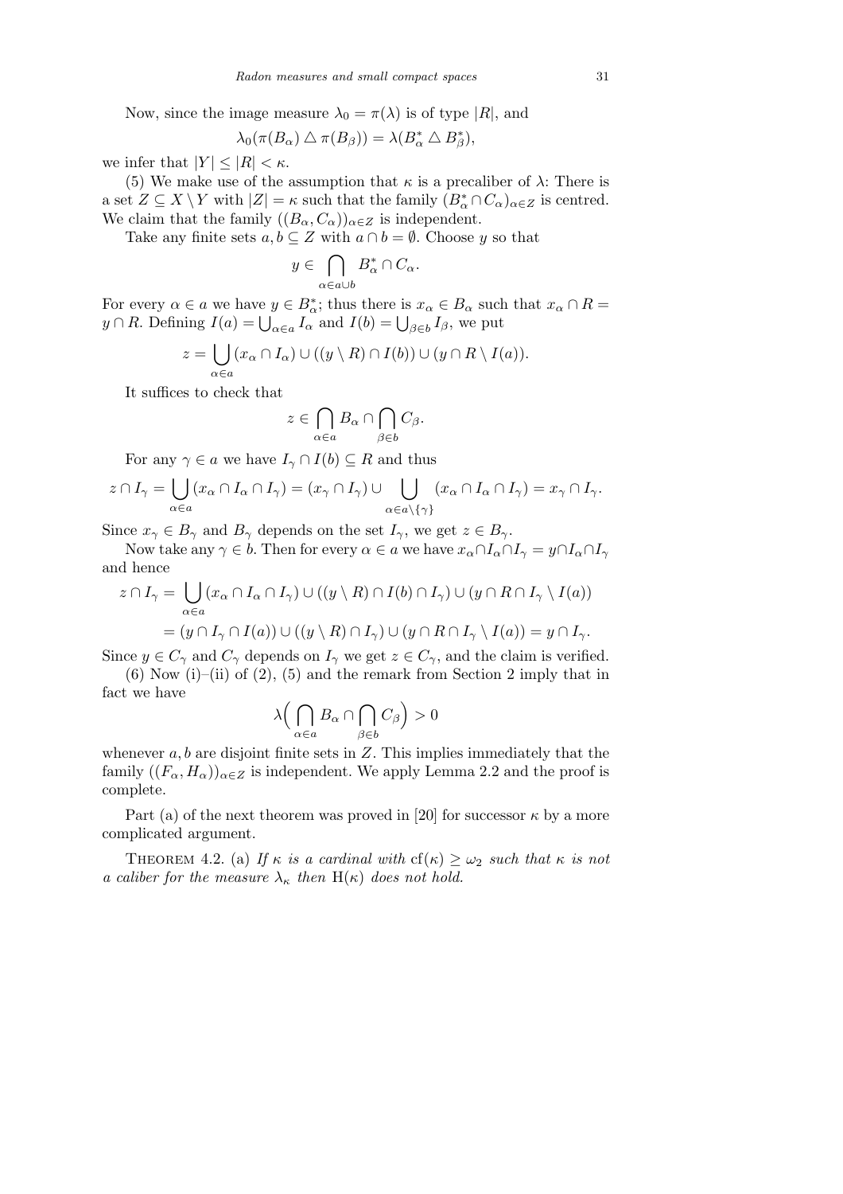Now, since the image measure $\lambda_0 = \pi(\lambda)$ is of type $|R|$, and

$$\lambda_0(\pi(B_\alpha) \triangle \pi(B_\beta)) = \lambda(B^*_\alpha \triangle B^*_\beta),$$

we infer that $|Y| \le |R| < \kappa$.

(5) We make use of the assumption that $\kappa$ is a precaliber of $\lambda$: There is a set $Z \subseteq X \setminus Y$ with $|Z| = \kappa$ such that the family $(B^*_\alpha \cap C_\alpha)_{\alpha \in Z}$ is centred. We claim that the family $((B_\alpha, C_\alpha))_{\alpha \in Z}$ is independent.

Take any finite sets $a, b \subseteq Z$ with $a \cap b = \emptyset$. Choose $y$ so that

$$y \in \bigcap_{\alpha \in a \cup b} B^*_\alpha \cap C_\alpha.$$

For every $\alpha \in a$ we have $y \in B^*_\alpha$; thus there is $x_\alpha \in B_\alpha$ such that $x_\alpha \cap R = y \cap R$. Defining $I(a) = \bigcup_{\alpha \in a} I_\alpha$ and $I(b) = \bigcup_{\beta \in b} I_\beta$, we put

$$z = \bigcup_{\alpha \in a} (x_\alpha \cap I_\alpha) \cup ((y \setminus R) \cap I(b)) \cup (y \cap R \setminus I(a)).$$

It suffices to check that

$$z \in \bigcap_{\alpha \in a} B_\alpha \cap \bigcap_{\beta \in b} C_\beta.$$

For any $\gamma \in a$ we have $I_\gamma \cap I(b) \subseteq R$ and thus

$$z \cap I_\gamma = \bigcup_{\alpha \in a} (x_\alpha \cap I_\alpha \cap I_\gamma) = (x_\gamma \cap I_\gamma) \cup \bigcup_{\alpha \in a \setminus \{\gamma\}} (x_\alpha \cap I_\alpha \cap I_\gamma) = x_\gamma \cap I_\gamma.$$

Since $x_\gamma \in B_\gamma$ and $B_\gamma$ depends on the set $I_\gamma$, we get $z \in B_\gamma$.

Now take any $\gamma \in b$. Then for every $\alpha \in a$ we have $x_\alpha \cap I_\alpha \cap I_\gamma = y \cap I_\alpha \cap I_\gamma$ and hence

$$\begin{aligned} z \cap I_\gamma &= \bigcup_{\alpha \in a} (x_\alpha \cap I_\alpha \cap I_\gamma) \cup ((y \setminus R) \cap I(b) \cap I_\gamma) \cup (y \cap R \cap I_\gamma \setminus I(a)) \\ &= (y \cap I_\gamma \cap I(a)) \cup ((y \setminus R) \cap I_\gamma) \cup (y \cap R \cap I_\gamma \setminus I(a)) = y \cap I_\gamma. \end{aligned}$$

Since $y \in C_\gamma$ and $C_\gamma$ depends on $I_\gamma$ we get $z \in C_\gamma$, and the claim is verified.

(6) Now (i)–(ii) of (2), (5) and the remark from Section 2 imply that in fact we have

$$\lambda\Big(\bigcap_{\alpha \in a} B_\alpha \cap \bigcap_{\beta \in b} C_\beta\Big) > 0$$

whenever $a, b$ are disjoint finite sets in $Z$. This implies immediately that the family $((F_\alpha, H_\alpha))_{\alpha \in Z}$ is independent. We apply Lemma 2.2 and the proof is complete.

Part (a) of the next theorem was proved in [20] for successor $\kappa$ by a more complicated argument.

THEOREM 4.2. (a) *If $\kappa$ is a cardinal with $\mathrm{cf}(\kappa) \ge \omega_2$ such that $\kappa$ is not a caliber for the measure $\lambda_\kappa$ then* $\mathrm{H}(\kappa)$ *does not hold.*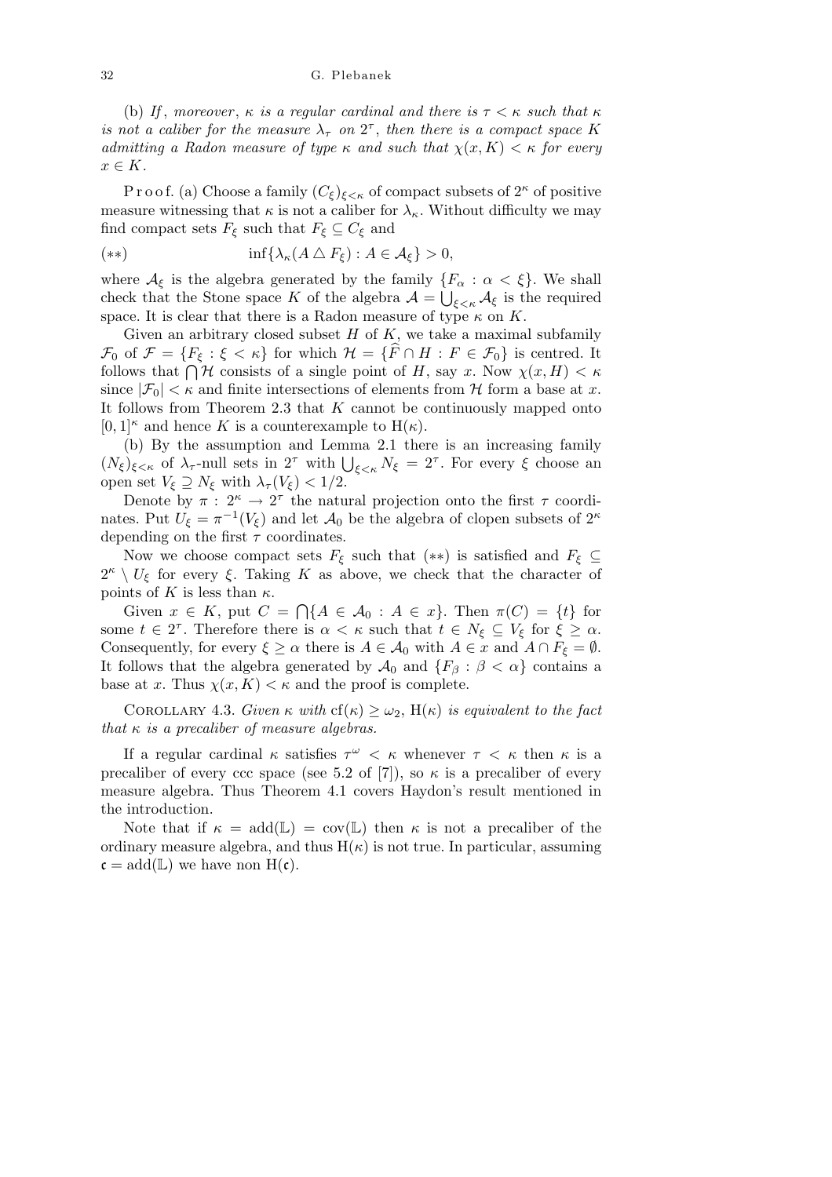(b) *If*, *moreover*, $\kappa$ *is a regular cardinal and there is* $\tau < \kappa$ *such that* $\kappa$ *is not a caliber for the measure* $\lambda_\tau$ *on* $2^\tau$, *then there is a compact space* $K$ *admitting a Radon measure of type* $\kappa$ *and such that* $\chi(x, K) < \kappa$ *for every* $x \in K$.

P r o o f. (a) Choose a family $(C_\xi)_{\xi<\kappa}$ of compact subsets of $2^\kappa$ of positive measure witnessing that $\kappa$ is not a caliber for $\lambda_\kappa$. Without difficulty we may find compact sets $F_\xi$ such that $F_\xi \subseteq C_\xi$ and

$$(**) \qquad \inf\{\lambda_\kappa(A \bigtriangleup F_\xi) : A \in \mathcal{A}_\xi\} > 0,$$

where $\mathcal{A}_\xi$ is the algebra generated by the family $\{F_\alpha : \alpha < \xi\}$. We shall check that the Stone space $K$ of the algebra $\mathcal{A} = \bigcup_{\xi<\kappa} \mathcal{A}_\xi$ is the required space. It is clear that there is a Radon measure of type $\kappa$ on $K$.

Given an arbitrary closed subset $H$ of $K$, we take a maximal subfamily $\mathcal{F}_0$ of $\mathcal{F} = \{F_\xi : \xi < \kappa\}$ for which $\mathcal{H} = \{\widehat{F} \cap H : F \in \mathcal{F}_0\}$ is centred. It follows that $\bigcap \mathcal{H}$ consists of a single point of $H$, say $x$. Now $\chi(x, H) < \kappa$ since $|\mathcal{F}_0| < \kappa$ and finite intersections of elements from $\mathcal{H}$ form a base at $x$. It follows from Theorem 2.3 that $K$ cannot be continuously mapped onto $[0,1]^\kappa$ and hence $K$ is a counterexample to $\mathrm{H}(\kappa)$.

(b) By the assumption and Lemma 2.1 there is an increasing family $(N_\xi)_{\xi<\kappa}$ of $\lambda_\tau$-null sets in $2^\tau$ with $\bigcup_{\xi<\kappa} N_\xi = 2^\tau$. For every $\xi$ choose an open set $V_\xi \supseteq N_\xi$ with $\lambda_\tau(V_\xi) < 1/2$.

Denote by $\pi : 2^\kappa \to 2^\tau$ the natural projection onto the first $\tau$ coordinates. Put $U_\xi = \pi^{-1}(V_\xi)$ and let $\mathcal{A}_0$ be the algebra of clopen subsets of $2^\kappa$ depending on the first $\tau$ coordinates.

Now we choose compact sets $F_\xi$ such that $(**)$ is satisfied and $F_\xi \subseteq 2^\kappa \setminus U_\xi$ for every $\xi$. Taking $K$ as above, we check that the character of points of $K$ is less than $\kappa$.

Given $x \in K$, put $C = \bigcap\{A \in \mathcal{A}_0 : A \in x\}$. Then $\pi(C) = \{t\}$ for some $t \in 2^\tau$. Therefore there is $\alpha < \kappa$ such that $t \in N_\xi \subseteq V_\xi$ for $\xi \geq \alpha$. Consequently, for every $\xi \geq \alpha$ there is $A \in \mathcal{A}_0$ with $A \in x$ and $A \cap F_\xi = \emptyset$. It follows that the algebra generated by $\mathcal{A}_0$ and $\{F_\beta : \beta < \alpha\}$ contains a base at $x$. Thus $\chi(x, K) < \kappa$ and the proof is complete.

COROLLARY 4.3. *Given* $\kappa$ *with* $\mathrm{cf}(\kappa) \geq \omega_2$, $\mathrm{H}(\kappa)$ *is equivalent to the fact that* $\kappa$ *is a precaliber of measure algebras.*

If a regular cardinal $\kappa$ satisfies $\tau^\omega < \kappa$ whenever $\tau < \kappa$ then $\kappa$ is a precaliber of every ccc space (see 5.2 of [7]), so $\kappa$ is a precaliber of every measure algebra. Thus Theorem 4.1 covers Haydon's result mentioned in the introduction.

Note that if $\kappa = \mathrm{add}(\mathbb{L}) = \mathrm{cov}(\mathbb{L})$ then $\kappa$ is not a precaliber of the ordinary measure algebra, and thus $\mathrm{H}(\kappa)$ is not true. In particular, assuming $\mathfrak{c} = \mathrm{add}(\mathbb{L})$ we have non $\mathrm{H}(\mathfrak{c})$.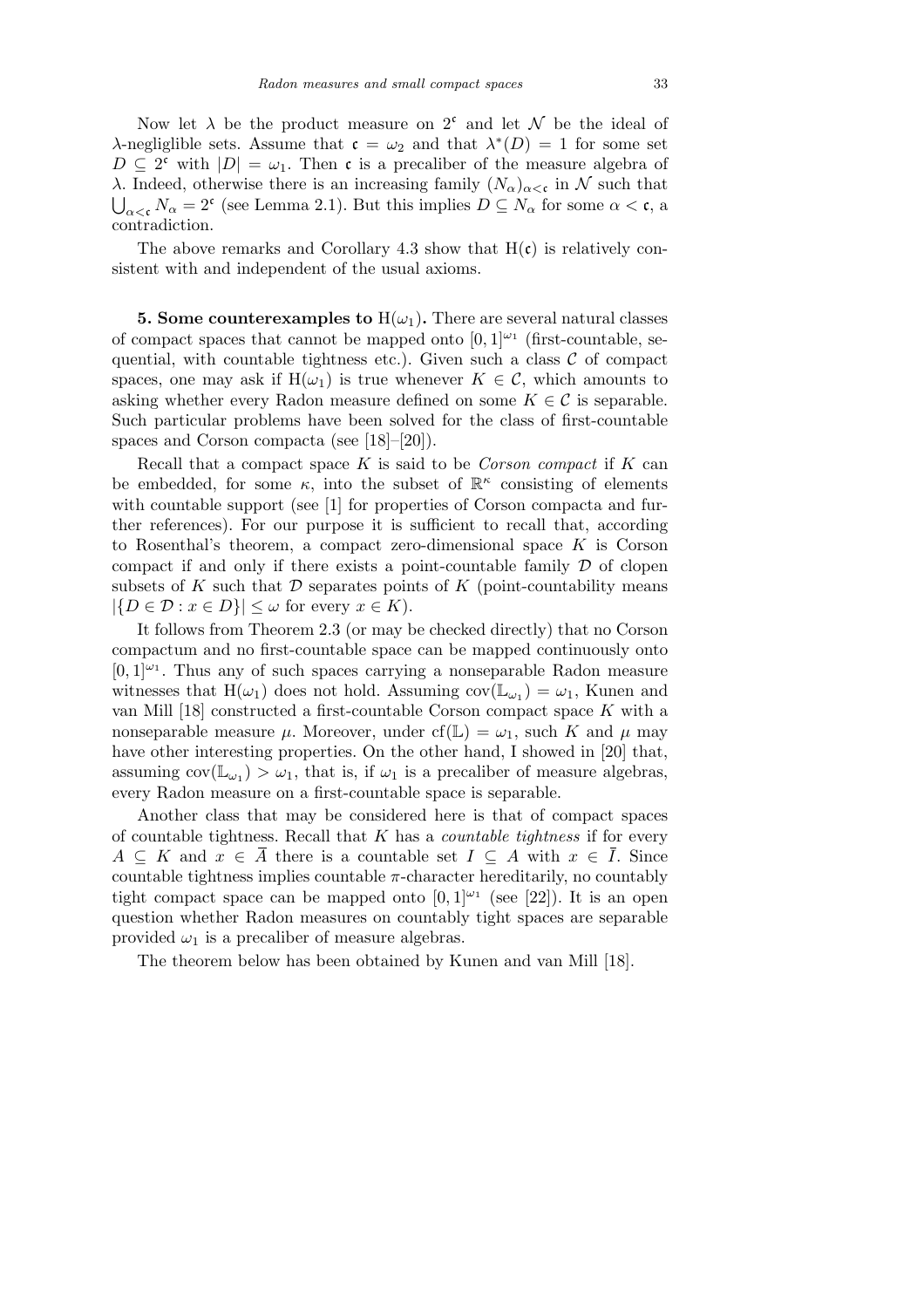Now let $\lambda$ be the product measure on $2^{\mathfrak{c}}$ and let $\mathcal{N}$ be the ideal of $\lambda$-negligible sets. Assume that $\mathfrak{c} = \omega_2$ and that $\lambda^*(D) = 1$ for some set $D \subseteq 2^{\mathfrak{c}}$ with $|D| = \omega_1$. Then $\mathfrak{c}$ is a precaliber of the measure algebra of $\lambda$. Indeed, otherwise there is an increasing family $(N_\alpha)_{\alpha<\mathfrak{c}}$ in $\mathcal{N}$ such that $\bigcup_{\alpha<\mathfrak{c}} N_\alpha = 2^{\mathfrak{c}}$ (see Lemma 2.1). But this implies $D \subseteq N_\alpha$ for some $\alpha < \mathfrak{c}$, a contradiction.

The above remarks and Corollary 4.3 show that $\mathrm{H}(\mathfrak{c})$ is relatively consistent with and independent of the usual axioms.

**5. Some counterexamples to $\mathrm{H}(\omega_1)$.** There are several natural classes of compact spaces that cannot be mapped onto $[0,1]^{\omega_1}$ (first-countable, sequential, with countable tightness etc.). Given such a class $\mathcal{C}$ of compact spaces, one may ask if $\mathrm{H}(\omega_1)$ is true whenever $K \in \mathcal{C}$, which amounts to asking whether every Radon measure defined on some $K \in \mathcal{C}$ is separable. Such particular problems have been solved for the class of first-countable spaces and Corson compacta (see [18]–[20]).

Recall that a compact space $K$ is said to be *Corson compact* if $K$ can be embedded, for some $\kappa$, into the subset of $\mathbb{R}^\kappa$ consisting of elements with countable support (see [1] for properties of Corson compacta and further references). For our purpose it is sufficient to recall that, according to Rosenthal's theorem, a compact zero-dimensional space $K$ is Corson compact if and only if there exists a point-countable family $\mathcal{D}$ of clopen subsets of $K$ such that $\mathcal{D}$ separates points of $K$ (point-countability means $|\{D \in \mathcal{D} : x \in D\}| \le \omega$ for every $x \in K$).

It follows from Theorem 2.3 (or may be checked directly) that no Corson compactum and no first-countable space can be mapped continuously onto $[0,1]^{\omega_1}$. Thus any of such spaces carrying a nonseparable Radon measure witnesses that $\mathrm{H}(\omega_1)$ does not hold. Assuming $\mathrm{cov}(\mathbb{L}_{\omega_1}) = \omega_1$, Kunen and van Mill [18] constructed a first-countable Corson compact space $K$ with a nonseparable measure $\mu$. Moreover, under $\mathrm{cf}(\mathbb{L}) = \omega_1$, such $K$ and $\mu$ may have other interesting properties. On the other hand, I showed in [20] that, assuming $\mathrm{cov}(\mathbb{L}_{\omega_1}) > \omega_1$, that is, if $\omega_1$ is a precaliber of measure algebras, every Radon measure on a first-countable space is separable.

Another class that may be considered here is that of compact spaces of countable tightness. Recall that $K$ has a *countable tightness* if for every $A \subseteq K$ and $x \in \overline{A}$ there is a countable set $I \subseteq A$ with $x \in \overline{I}$. Since countable tightness implies countable $\pi$-character hereditarily, no countably tight compact space can be mapped onto $[0,1]^{\omega_1}$ (see [22]). It is an open question whether Radon measures on countably tight spaces are separable provided $\omega_1$ is a precaliber of measure algebras.

The theorem below has been obtained by Kunen and van Mill [18].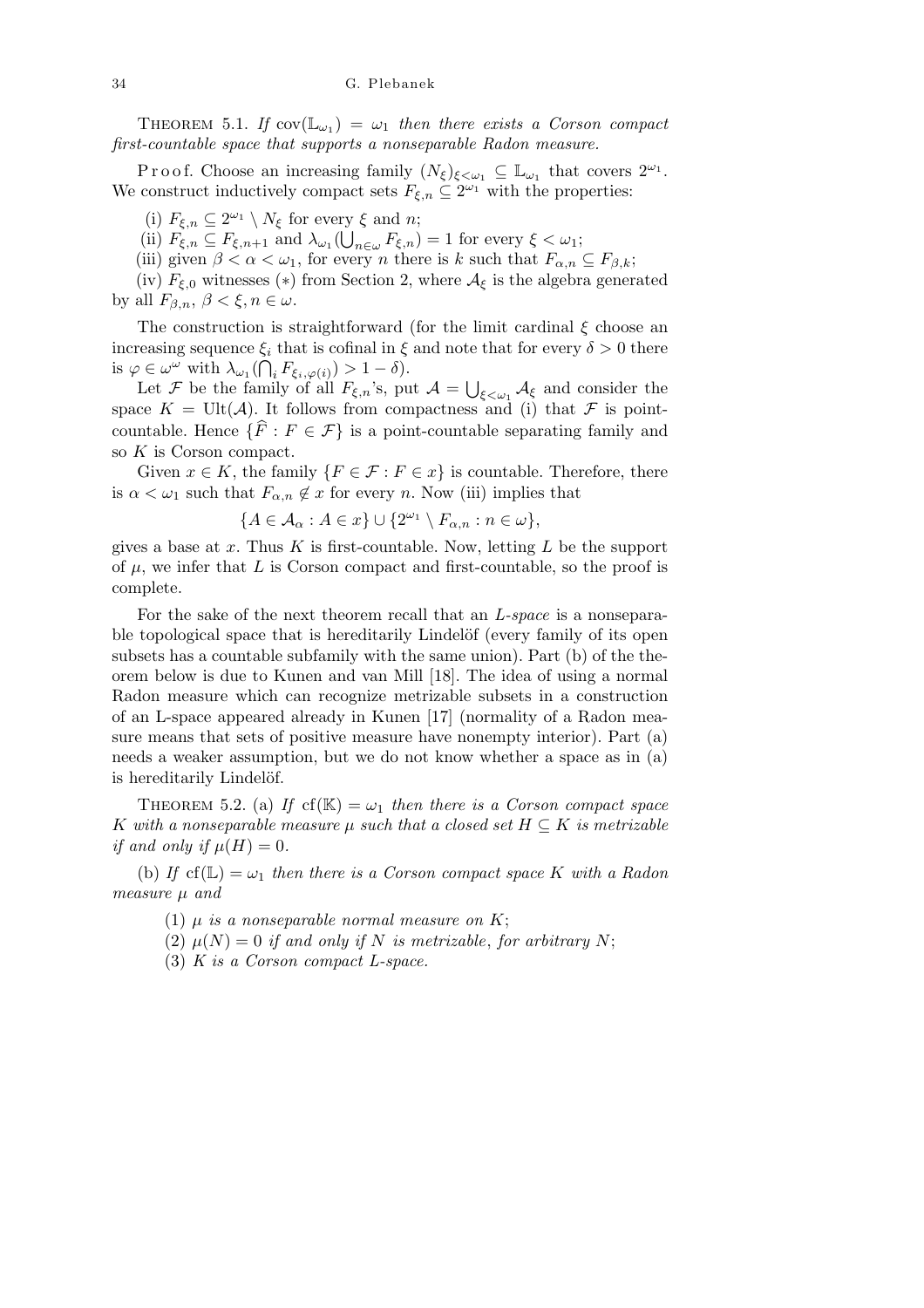**Theorem 5.1.** *If $\operatorname{cov}(\mathbb{L}_{\omega_1}) = \omega_1$ then there exists a Corson compact first-countable space that supports a nonseparable Radon measure.*

Proof. Choose an increasing family $(N_\xi)_{\xi<\omega_1} \subseteq \mathbb{L}_{\omega_1}$ that covers $2^{\omega_1}$. We construct inductively compact sets $F_{\xi,n} \subseteq 2^{\omega_1}$ with the properties:

(i) $F_{\xi,n} \subseteq 2^{\omega_1} \setminus N_\xi$ for every $\xi$ and $n$;

(ii) $F_{\xi,n} \subseteq F_{\xi,n+1}$ and $\lambda_{\omega_1}(\bigcup_{n\in\omega} F_{\xi,n}) = 1$ for every $\xi < \omega_1$;

(iii) given $\beta < \alpha < \omega_1$, for every $n$ there is $k$ such that $F_{\alpha,n} \subseteq F_{\beta,k}$;

(iv) $F_{\xi,0}$ witnesses $(*)$ from Section 2, where $\mathcal{A}_\xi$ is the algebra generated by all $F_{\beta,n}$, $\beta < \xi, n \in \omega$.

The construction is straightforward (for the limit cardinal $\xi$ choose an increasing sequence $\xi_i$ that is cofinal in $\xi$ and note that for every $\delta > 0$ there is $\varphi \in \omega^\omega$ with $\lambda_{\omega_1}(\bigcap_i F_{\xi_i,\varphi(i)}) > 1 - \delta$).

Let $\mathcal{F}$ be the family of all $F_{\xi,n}$'s, put $\mathcal{A} = \bigcup_{\xi<\omega_1} \mathcal{A}_\xi$ and consider the space $K = \operatorname{Ult}(\mathcal{A})$. It follows from compactness and (i) that $\mathcal{F}$ is point-countable. Hence $\{\widehat{F} : F \in \mathcal{F}\}$ is a point-countable separating family and so $K$ is Corson compact.

Given $x \in K$, the family $\{F \in \mathcal{F} : F \in x\}$ is countable. Therefore, there is $\alpha < \omega_1$ such that $F_{\alpha,n} \notin x$ for every $n$. Now (iii) implies that

$$\{A \in \mathcal{A}_\alpha : A \in x\} \cup \{2^{\omega_1} \setminus F_{\alpha,n} : n \in \omega\},$$

gives a base at $x$. Thus $K$ is first-countable. Now, letting $L$ be the support of $\mu$, we infer that $L$ is Corson compact and first-countable, so the proof is complete.

For the sake of the next theorem recall that an *L-space* is a nonseparable topological space that is hereditarily Lindelöf (every family of its open subsets has a countable subfamily with the same union). Part (b) of the theorem below is due to Kunen and van Mill [18]. The idea of using a normal Radon measure which can recognize metrizable subsets in a construction of an L-space appeared already in Kunen [17] (normality of a Radon measure means that sets of positive measure have nonempty interior). Part (a) needs a weaker assumption, but we do not know whether a space as in (a) is hereditarily Lindelöf.

**Theorem 5.2.** (a) *If $\operatorname{cf}(\mathbb{K}) = \omega_1$ then there is a Corson compact space $K$ with a nonseparable measure $\mu$ such that a closed set $H \subseteq K$ is metrizable if and only if $\mu(H) = 0$.*

(b) *If $\operatorname{cf}(\mathbb{L}) = \omega_1$ then there is a Corson compact space $K$ with a Radon measure $\mu$ and*

(1) *$\mu$ is a nonseparable normal measure on $K$;*

(2) *$\mu(N) = 0$ if and only if $N$ is metrizable, for arbitrary $N$;*

(3) *$K$ is a Corson compact L-space.*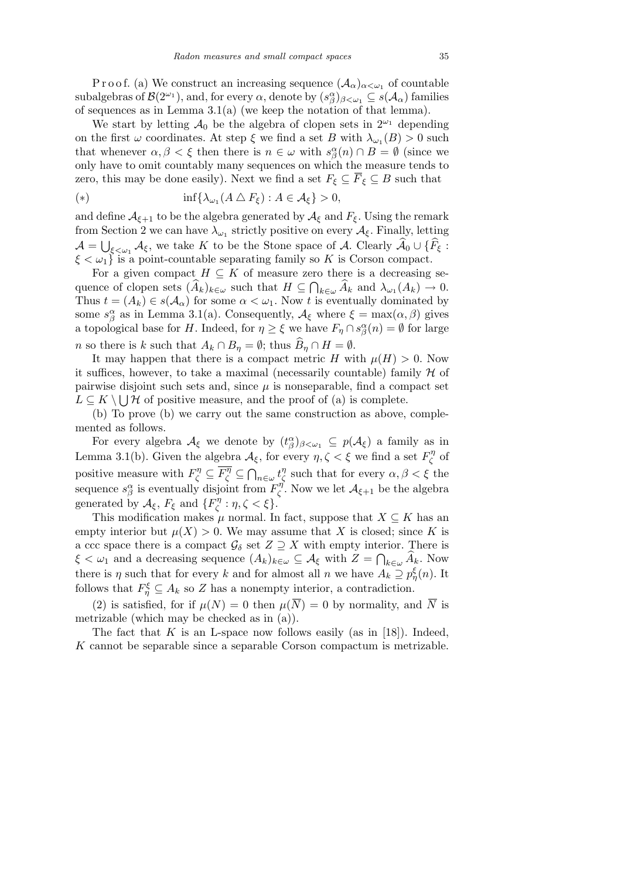P r o o f. (a) We construct an increasing sequence $(\mathcal{A}_\alpha)_{\alpha<\omega_1}$ of countable subalgebras of $\mathcal{B}(2^{\omega_1})$, and, for every $\alpha$, denote by $(s^\alpha_\beta)_{\beta<\omega_1} \subseteq s(\mathcal{A}_\alpha)$ families of sequences as in Lemma 3.1(a) (we keep the notation of that lemma).

We start by letting $\mathcal{A}_0$ be the algebra of clopen sets in $2^{\omega_1}$ depending on the first $\omega$ coordinates. At step $\xi$ we find a set $B$ with $\lambda_{\omega_1}(B) > 0$ such that whenever $\alpha, \beta < \xi$ then there is $n \in \omega$ with $s^\alpha_\beta(n) \cap B = \emptyset$ (since we only have to omit countably many sequences on which the measure tends to zero, this may be done easily). Next we find a set $F_\xi \subseteq \overline{F}_\xi \subseteq B$ such that

$$(*) \qquad \inf\{\lambda_{\omega_1}(A \bigtriangleup F_\xi) : A \in \mathcal{A}_\xi\} > 0,$$

and define $\mathcal{A}_{\xi+1}$ to be the algebra generated by $\mathcal{A}_\xi$ and $F_\xi$. Using the remark from Section 2 we can have $\lambda_{\omega_1}$ strictly positive on every $\mathcal{A}_\xi$. Finally, letting $\mathcal{A} = \bigcup_{\xi<\omega_1} \mathcal{A}_\xi$, we take $K$ to be the Stone space of $\mathcal{A}$. Clearly $\widehat{\mathcal{A}}_0 \cup \{\widehat{F}_\xi : \xi < \omega_1\}$ is a point-countable separating family so $K$ is Corson compact.

For a given compact $H \subseteq K$ of measure zero there is a decreasing sequence of clopen sets $(\widehat{A}_k)_{k\in\omega}$ such that $H \subseteq \bigcap_{k\in\omega} \widehat{A}_k$ and $\lambda_{\omega_1}(A_k) \to 0$. Thus $t = (A_k) \in s(\mathcal{A}_\alpha)$ for some $\alpha < \omega_1$. Now $t$ is eventually dominated by some $s^\alpha_\beta$ as in Lemma 3.1(a). Consequently, $\mathcal{A}_\xi$ where $\xi = \max(\alpha, \beta)$ gives a topological base for $H$. Indeed, for $\eta \geq \xi$ we have $F_\eta \cap s^\alpha_\beta(n) = \emptyset$ for large $n$ so there is $k$ such that $A_k \cap B_\eta = \emptyset$; thus $\widehat{B}_\eta \cap H = \emptyset$.

It may happen that there is a compact metric $H$ with $\mu(H) > 0$. Now it suffices, however, to take a maximal (necessarily countable) family $\mathcal{H}$ of pairwise disjoint such sets and, since $\mu$ is nonseparable, find a compact set $L \subseteq K \setminus \bigcup \mathcal{H}$ of positive measure, and the proof of (a) is complete.

(b) To prove (b) we carry out the same construction as above, complemented as follows.

For every algebra $\mathcal{A}_\xi$ we denote by $(t^\alpha_\beta)_{\beta<\omega_1} \subseteq p(\mathcal{A}_\xi)$ a family as in Lemma 3.1(b). Given the algebra $\mathcal{A}_\xi$, for every $\eta, \zeta < \xi$ we find a set $F^\eta_\zeta$ of positive measure with $F^\eta_\zeta \subseteq \overline{F^\eta_\zeta} \subseteq \bigcap_{n\in\omega} t^\eta_\zeta$ such that for every $\alpha, \beta < \xi$ the sequence $s^\alpha_\beta$ is eventually disjoint from $F^\eta_\zeta$. Now we let $\mathcal{A}_{\xi+1}$ be the algebra generated by $\mathcal{A}_\xi$, $F_\xi$ and $\{F^\eta_\zeta : \eta, \zeta < \xi\}$.

This modification makes $\mu$ normal. In fact, suppose that $X \subseteq K$ has an empty interior but $\mu(X) > 0$. We may assume that $X$ is closed; since $K$ is a ccc space there is a compact $\mathcal{G}_\delta$ set $Z \supseteq X$ with empty interior. There is $\xi < \omega_1$ and a decreasing sequence $(A_k)_{k\in\omega} \subseteq \mathcal{A}_\xi$ with $Z = \bigcap_{k\in\omega} \widehat{A}_k$. Now there is $\eta$ such that for every $k$ and for almost all $n$ we have $A_k \supseteq p^\xi_\eta(n)$. It follows that $F^\xi_\eta \subseteq A_k$ so $Z$ has a nonempty interior, a contradiction.

(2) is satisfied, for if $\mu(N) = 0$ then $\mu(\overline{N}) = 0$ by normality, and $\overline{N}$ is metrizable (which may be checked as in (a)).

The fact that $K$ is an L-space now follows easily (as in [18]). Indeed, $K$ cannot be separable since a separable Corson compactum is metrizable.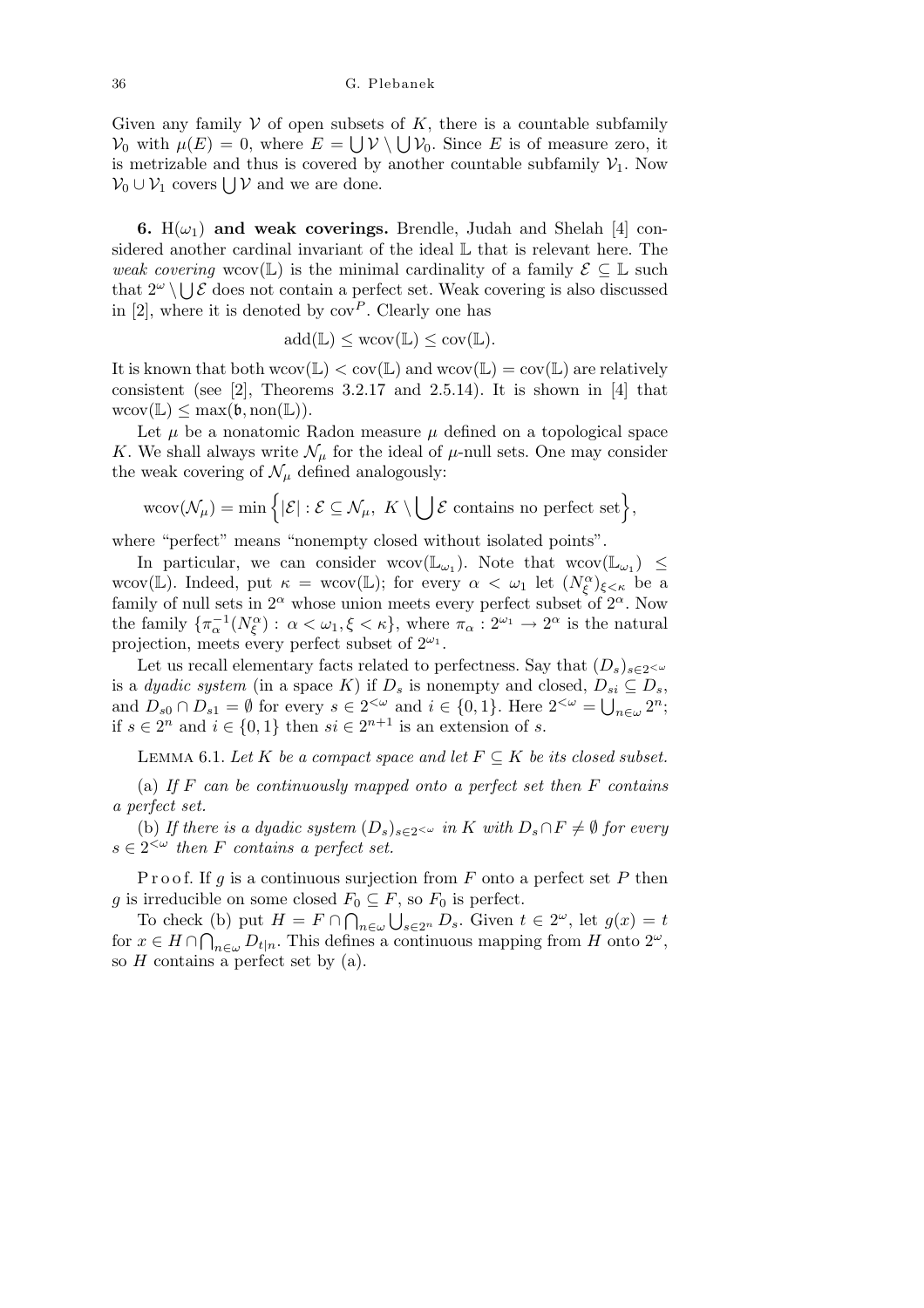Given any family $\mathcal{V}$ of open subsets of $K$, there is a countable subfamily $\mathcal{V}_0$ with $\mu(E) = 0$, where $E = \bigcup \mathcal{V} \setminus \bigcup \mathcal{V}_0$. Since $E$ is of measure zero, it is metrizable and thus is covered by another countable subfamily $\mathcal{V}_1$. Now $\mathcal{V}_0 \cup \mathcal{V}_1$ covers $\bigcup \mathcal{V}$ and we are done.

**6. $\mathrm{H}(\omega_1)$ and weak coverings.** Brendle, Judah and Shelah [4] considered another cardinal invariant of the ideal $\mathbb{L}$ that is relevant here. The *weak covering* $\mathrm{wcov}(\mathbb{L})$ is the minimal cardinality of a family $\mathcal{E} \subseteq \mathbb{L}$ such that $2^\omega \setminus \bigcup \mathcal{E}$ does not contain a perfect set. Weak covering is also discussed in [2], where it is denoted by $\mathrm{cov}^P$. Clearly one has

$$\mathrm{add}(\mathbb{L}) \leq \mathrm{wcov}(\mathbb{L}) \leq \mathrm{cov}(\mathbb{L}).$$

It is known that both $\mathrm{wcov}(\mathbb{L}) < \mathrm{cov}(\mathbb{L})$ and $\mathrm{wcov}(\mathbb{L}) = \mathrm{cov}(\mathbb{L})$ are relatively consistent (see [2], Theorems 3.2.17 and 2.5.14). It is shown in [4] that $\mathrm{wcov}(\mathbb{L}) \leq \max(\mathfrak{b}, \mathrm{non}(\mathbb{L}))$.

Let $\mu$ be a nonatomic Radon measure $\mu$ defined on a topological space $K$. We shall always write $\mathcal{N}_\mu$ for the ideal of $\mu$-null sets. One may consider the weak covering of $\mathcal{N}_\mu$ defined analogously:

$$\mathrm{wcov}(\mathcal{N}_\mu) = \min\Big\{|\mathcal{E}| : \mathcal{E} \subseteq \mathcal{N}_\mu,\ K \setminus \bigcup \mathcal{E} \text{ contains no perfect set}\Big\},$$

where "perfect" means "nonempty closed without isolated points".

In particular, we can consider $\mathrm{wcov}(\mathbb{L}_{\omega_1})$. Note that $\mathrm{wcov}(\mathbb{L}_{\omega_1}) \leq \mathrm{wcov}(\mathbb{L})$. Indeed, put $\kappa = \mathrm{wcov}(\mathbb{L})$; for every $\alpha < \omega_1$ let $(N^\alpha_\xi)_{\xi<\kappa}$ be a family of null sets in $2^\alpha$ whose union meets every perfect subset of $2^\alpha$. Now the family $\{\pi_\alpha^{-1}(N^\alpha_\xi) : \alpha < \omega_1, \xi < \kappa\}$, where $\pi_\alpha : 2^{\omega_1} \to 2^\alpha$ is the natural projection, meets every perfect subset of $2^{\omega_1}$.

Let us recall elementary facts related to perfectness. Say that $(D_s)_{s\in 2^{<\omega}}$ is a *dyadic system* (in a space $K$) if $D_s$ is nonempty and closed, $D_{si} \subseteq D_s$, and $D_{s0} \cap D_{s1} = \emptyset$ for every $s \in 2^{<\omega}$ and $i \in \{0, 1\}$. Here $2^{<\omega} = \bigcup_{n\in\omega} 2^n$; if $s \in 2^n$ and $i \in \{0,1\}$ then $si \in 2^{n+1}$ is an extension of $s$.

Lemma 6.1. *Let $K$ be a compact space and let $F \subseteq K$ be its closed subset.*

(a) *If $F$ can be continuously mapped onto a perfect set then $F$ contains a perfect set.*

(b) *If there is a dyadic system $(D_s)_{s\in 2^{<\omega}}$ in $K$ with $D_s \cap F \neq \emptyset$ for every $s \in 2^{<\omega}$ then $F$ contains a perfect set.*

Proof. If $g$ is a continuous surjection from $F$ onto a perfect set $P$ then $g$ is irreducible on some closed $F_0 \subseteq F$, so $F_0$ is perfect.

To check (b) put $H = F \cap \bigcap_{n\in\omega} \bigcup_{s\in 2^n} D_s$. Given $t \in 2^\omega$, let $g(x) = t$ for $x \in H \cap \bigcap_{n\in\omega} D_{t|n}$. This defines a continuous mapping from $H$ onto $2^\omega$, so $H$ contains a perfect set by (a).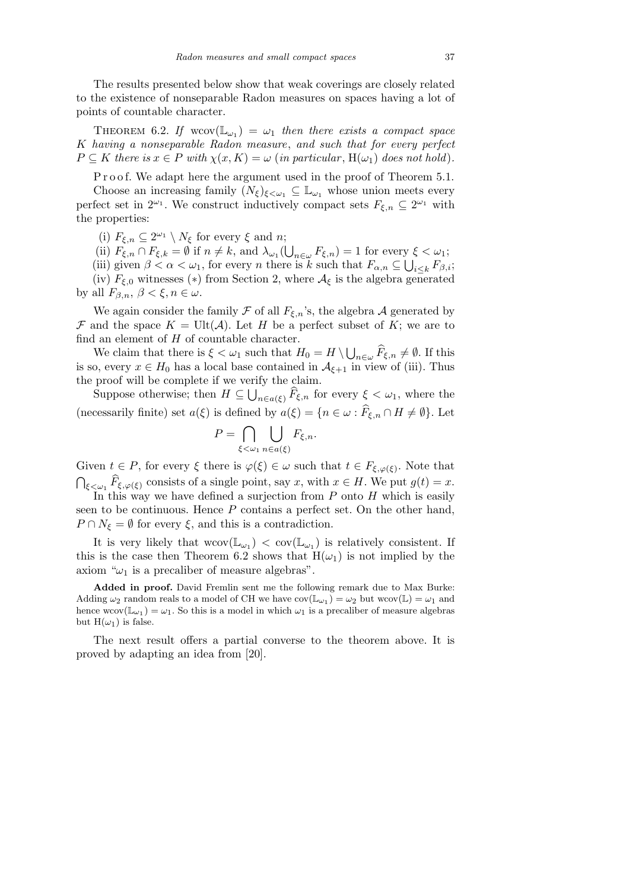The results presented below show that weak coverings are closely related to the existence of nonseparable Radon measures on spaces having a lot of points of countable character.

Theorem 6.2. *If* $\mathrm{wcov}(\mathbb{L}_{\omega_1}) = \omega_1$ *then there exists a compact space* $K$ *having a nonseparable Radon measure*, *and such that for every perfect* $P \subseteq K$ *there is* $x \in P$ *with* $\chi(x, K) = \omega$ (*in particular*, $\mathrm{H}(\omega_1)$ *does not hold*).

Proof. We adapt here the argument used in the proof of Theorem 5.1.

Choose an increasing family $(N_\xi)_{\xi<\omega_1} \subseteq \mathbb{L}_{\omega_1}$ whose union meets every perfect set in $2^{\omega_1}$. We construct inductively compact sets $F_{\xi,n} \subseteq 2^{\omega_1}$ with the properties:

(i) $F_{\xi,n} \subseteq 2^{\omega_1} \setminus N_\xi$ for every $\xi$ and $n$;

(ii) $F_{\xi,n} \cap F_{\xi,k} = \emptyset$ if $n \neq k$, and $\lambda_{\omega_1}(\bigcup_{n\in\omega} F_{\xi,n}) = 1$ for every $\xi < \omega_1$;

(iii) given $\beta < \alpha < \omega_1$, for every $n$ there is $k$ such that $F_{\alpha,n} \subseteq \bigcup_{i\le k} F_{\beta,i}$;

(iv) $F_{\xi,0}$ witnesses $(*)$ from Section 2, where $\mathcal{A}_\xi$ is the algebra generated by all $F_{\beta,n}$, $\beta < \xi, n \in \omega$.

We again consider the family $\mathcal{F}$ of all $F_{\xi,n}$'s, the algebra $\mathcal{A}$ generated by $\mathcal{F}$ and the space $K = \mathrm{Ult}(\mathcal{A})$. Let $H$ be a perfect subset of $K$; we are to find an element of $H$ of countable character.

We claim that there is $\xi < \omega_1$ such that $H_0 = H \setminus \bigcup_{n\in\omega} \widehat{F}_{\xi,n} \neq \emptyset$. If this is so, every $x \in H_0$ has a local base contained in $\mathcal{A}_{\xi+1}$ in view of (iii). Thus the proof will be complete if we verify the claim.

Suppose otherwise; then $H \subseteq \bigcup_{n\in a(\xi)} \widehat{F}_{\xi,n}$ for every $\xi < \omega_1$, where the (necessarily finite) set $a(\xi)$ is defined by $a(\xi) = \{n \in \omega : \widehat{F}_{\xi,n} \cap H \neq \emptyset\}$. Let

$$P = \bigcap_{\xi<\omega_1} \bigcup_{n\in a(\xi)} F_{\xi,n}.$$

Given $t \in P$, for every $\xi$ there is $\varphi(\xi) \in \omega$ such that $t \in F_{\xi,\varphi(\xi)}$. Note that $\bigcap_{\xi<\omega_1} \widehat{F}_{\xi,\varphi(\xi)}$ consists of a single point, say $x$, with $x \in H$. We put $g(t) = x$.

In this way we have defined a surjection from $P$ onto $H$ which is easily seen to be continuous. Hence $P$ contains a perfect set. On the other hand, $P \cap N_\xi = \emptyset$ for every $\xi$, and this is a contradiction.

It is very likely that $\mathrm{wcov}(\mathbb{L}_{\omega_1}) < \mathrm{cov}(\mathbb{L}_{\omega_1})$ is relatively consistent. If this is the case then Theorem 6.2 shows that $\mathrm{H}(\omega_1)$ is not implied by the axiom "$\omega_1$ is a precaliber of measure algebras".

**Added in proof.** David Fremlin sent me the following remark due to Max Burke: Adding $\omega_2$ random reals to a model of CH we have $\mathrm{cov}(\mathbb{L}_{\omega_1}) = \omega_2$ but $\mathrm{wcov}(\mathbb{L}) = \omega_1$ and hence $\mathrm{wcov}(\mathbb{L}_{\omega_1}) = \omega_1$. So this is a model in which $\omega_1$ is a precaliber of measure algebras but $\mathrm{H}(\omega_1)$ is false.

The next result offers a partial converse to the theorem above. It is proved by adapting an idea from [20].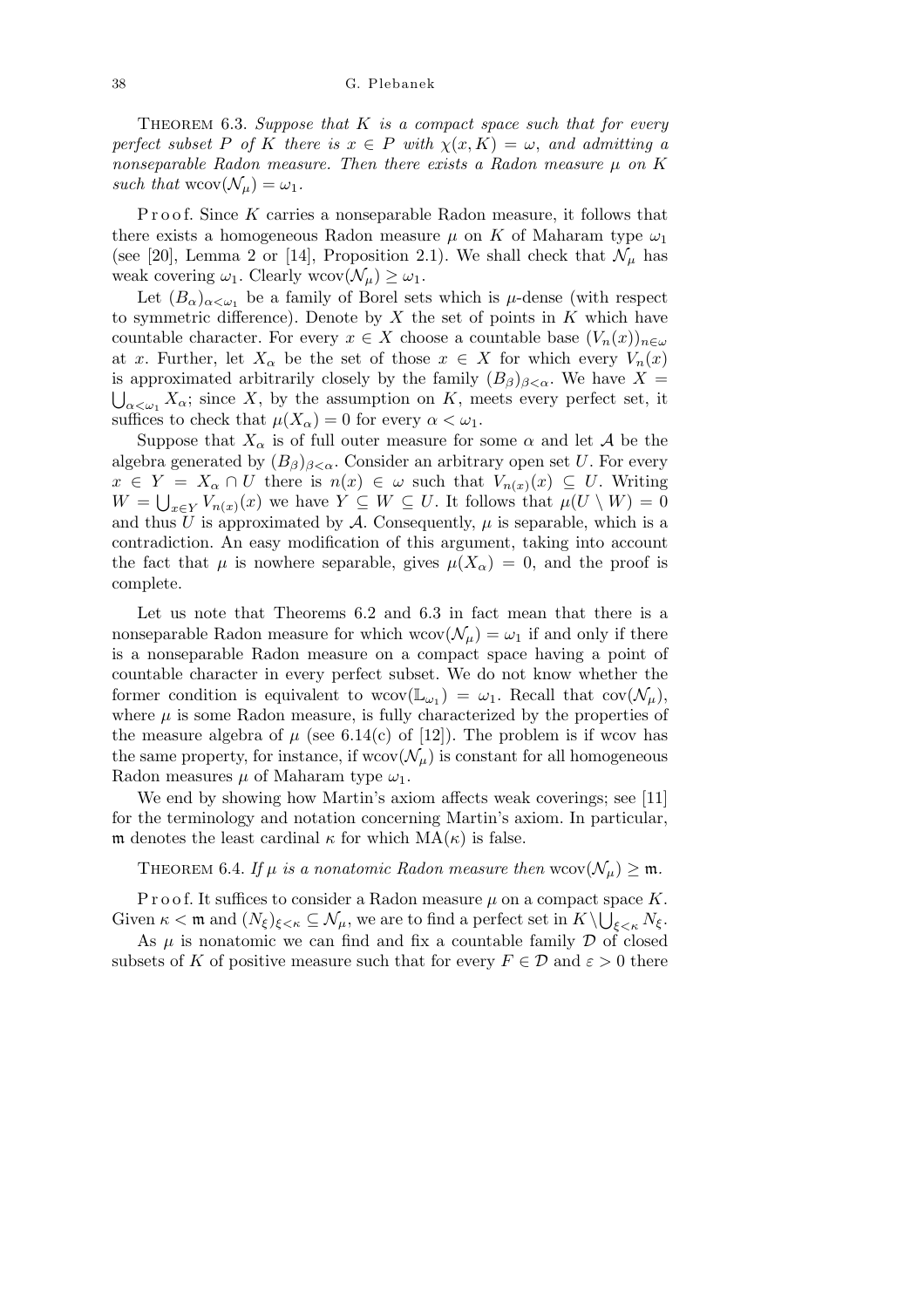THEOREM 6.3. *Suppose that $K$ is a compact space such that for every perfect subset $P$ of $K$ there is $x \in P$ with $\chi(x, K) = \omega$, and admitting a nonseparable Radon measure. Then there exists a Radon measure $\mu$ on $K$ such that* $\mathrm{wcov}(\mathcal{N}_\mu) = \omega_1$.

Proof. Since $K$ carries a nonseparable Radon measure, it follows that there exists a homogeneous Radon measure $\mu$ on $K$ of Maharam type $\omega_1$ (see [20], Lemma 2 or [14], Proposition 2.1). We shall check that $\mathcal{N}_\mu$ has weak covering $\omega_1$. Clearly $\mathrm{wcov}(\mathcal{N}_\mu) \geq \omega_1$.

Let $(B_\alpha)_{\alpha<\omega_1}$ be a family of Borel sets which is $\mu$-dense (with respect to symmetric difference). Denote by $X$ the set of points in $K$ which have countable character. For every $x \in X$ choose a countable base $(V_n(x))_{n\in\omega}$ at $x$. Further, let $X_\alpha$ be the set of those $x \in X$ for which every $V_n(x)$ is approximated arbitrarily closely by the family $(B_\beta)_{\beta<\alpha}$. We have $X = \bigcup_{\alpha<\omega_1} X_\alpha$; since $X$, by the assumption on $K$, meets every perfect set, it suffices to check that $\mu(X_\alpha) = 0$ for every $\alpha < \omega_1$.

Suppose that $X_\alpha$ is of full outer measure for some $\alpha$ and let $\mathcal{A}$ be the algebra generated by $(B_\beta)_{\beta<\alpha}$. Consider an arbitrary open set $U$. For every $x \in Y = X_\alpha \cap U$ there is $n(x) \in \omega$ such that $V_{n(x)}(x) \subseteq U$. Writing $W = \bigcup_{x\in Y} V_{n(x)}(x)$ we have $Y \subseteq W \subseteq U$. It follows that $\mu(U \setminus W) = 0$ and thus $U$ is approximated by $\mathcal{A}$. Consequently, $\mu$ is separable, which is a contradiction. An easy modification of this argument, taking into account the fact that $\mu$ is nowhere separable, gives $\mu(X_\alpha) = 0$, and the proof is complete.

Let us note that Theorems 6.2 and 6.3 in fact mean that there is a nonseparable Radon measure for which $\mathrm{wcov}(\mathcal{N}_\mu) = \omega_1$ if and only if there is a nonseparable Radon measure on a compact space having a point of countable character in every perfect subset. We do not know whether the former condition is equivalent to $\mathrm{wcov}(\mathbb{L}_{\omega_1}) = \omega_1$. Recall that $\mathrm{cov}(\mathcal{N}_\mu)$, where $\mu$ is some Radon measure, is fully characterized by the properties of the measure algebra of $\mu$ (see 6.14(c) of [12]). The problem is if wcov has the same property, for instance, if $\mathrm{wcov}(\mathcal{N}_\mu)$ is constant for all homogeneous Radon measures $\mu$ of Maharam type $\omega_1$.

We end by showing how Martin's axiom affects weak coverings; see [11] for the terminology and notation concerning Martin's axiom. In particular, $\mathfrak{m}$ denotes the least cardinal $\kappa$ for which $\mathrm{MA}(\kappa)$ is false.

THEOREM 6.4. *If $\mu$ is a nonatomic Radon measure then* $\mathrm{wcov}(\mathcal{N}_\mu) \geq \mathfrak{m}$.

Proof. It suffices to consider a Radon measure $\mu$ on a compact space $K$. Given $\kappa < \mathfrak{m}$ and $(N_\xi)_{\xi<\kappa} \subseteq \mathcal{N}_\mu$, we are to find a perfect set in $K \setminus \bigcup_{\xi<\kappa} N_\xi$.

As $\mu$ is nonatomic we can find and fix a countable family $\mathcal{D}$ of closed subsets of $K$ of positive measure such that for every $F \in \mathcal{D}$ and $\varepsilon > 0$ there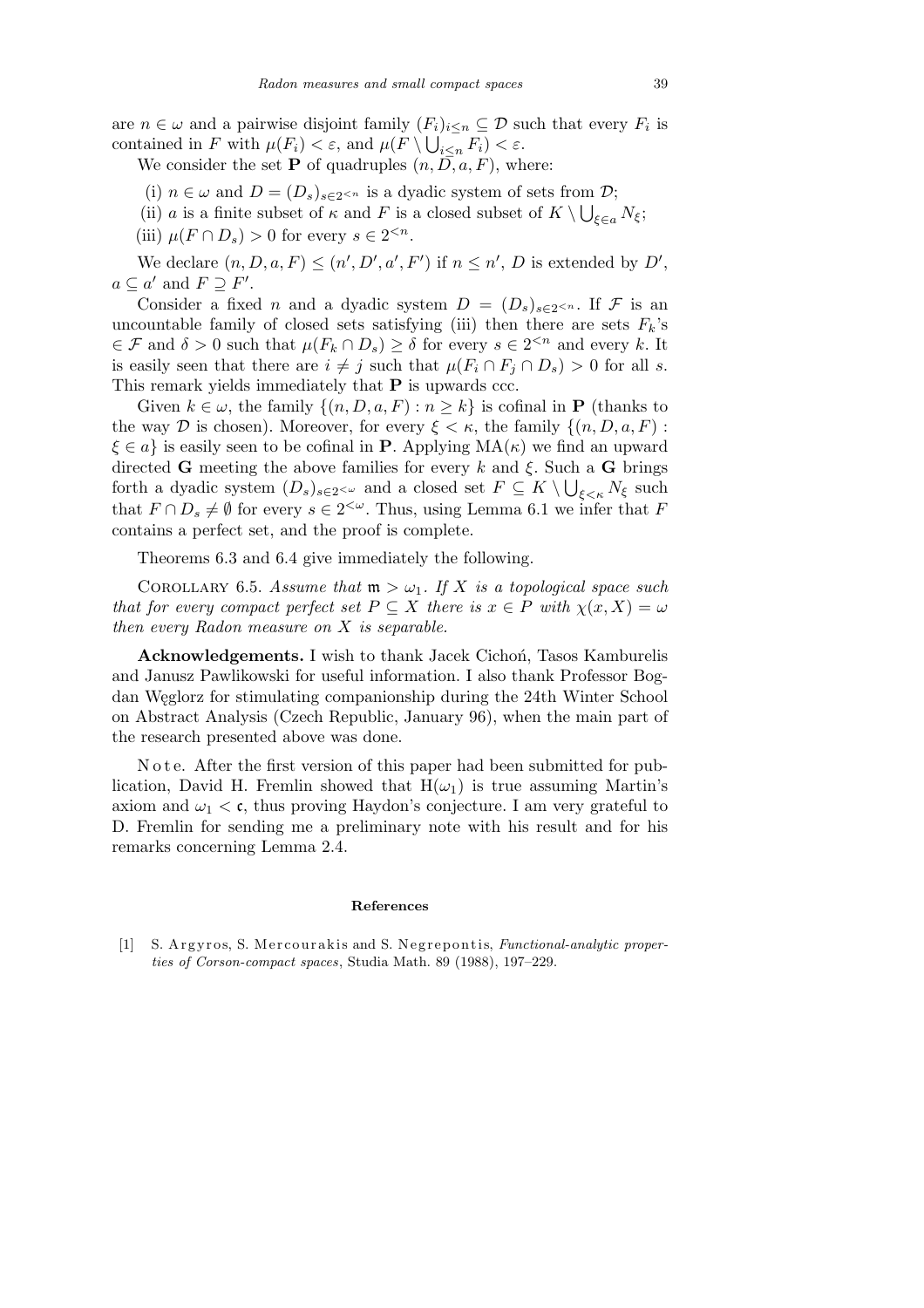are $n \in \omega$ and a pairwise disjoint family $(F_i)_{i\le n} \subseteq \mathcal{D}$ such that every $F_i$ is contained in $F$ with $\mu(F_i) < \varepsilon$, and $\mu(F \setminus \bigcup_{i\le n} F_i) < \varepsilon$.

We consider the set $\mathbf{P}$ of quadruples $(n, D, a, F)$, where:

(i) $n \in \omega$ and $D = (D_s)_{s\in 2^{<n}}$ is a dyadic system of sets from $\mathcal{D}$;
(ii) $a$ is a finite subset of $\kappa$ and $F$ is a closed subset of $K \setminus \bigcup_{\xi\in a} N_\xi$;
(iii) $\mu(F \cap D_s) > 0$ for every $s \in 2^{<n}$.

We declare $(n, D, a, F) \le (n', D', a', F')$ if $n \le n'$, $D$ is extended by $D'$, $a \subseteq a'$ and $F \supseteq F'$.

Consider a fixed $n$ and a dyadic system $D = (D_s)_{s\in 2^{<n}}$. If $\mathcal{F}$ is an uncountable family of closed sets satisfying (iii) then there are sets $F_k$'s $\in \mathcal{F}$ and $\delta > 0$ such that $\mu(F_k \cap D_s) \ge \delta$ for every $s \in 2^{<n}$ and every $k$. It is easily seen that there are $i \ne j$ such that $\mu(F_i \cap F_j \cap D_s) > 0$ for all $s$. This remark yields immediately that $\mathbf{P}$ is upwards ccc.

Given $k \in \omega$, the family $\{(n, D, a, F) : n \ge k\}$ is cofinal in $\mathbf{P}$ (thanks to the way $\mathcal{D}$ is chosen). Moreover, for every $\xi < \kappa$, the family $\{(n, D, a, F) : \xi \in a\}$ is easily seen to be cofinal in $\mathbf{P}$. Applying $\mathrm{MA}(\kappa)$ we find an upward directed $\mathbf{G}$ meeting the above families for every $k$ and $\xi$. Such a $\mathbf{G}$ brings forth a dyadic system $(D_s)_{s\in 2^{<\omega}}$ and a closed set $F \subseteq K \setminus \bigcup_{\xi<\kappa} N_\xi$ such that $F \cap D_s \ne \emptyset$ for every $s \in 2^{<\omega}$. Thus, using Lemma 6.1 we infer that $F$ contains a perfect set, and the proof is complete.

Theorems 6.3 and 6.4 give immediately the following.

Corollary 6.5. *Assume that $\mathfrak{m} > \omega_1$. If $X$ is a topological space such that for every compact perfect set $P \subseteq X$ there is $x \in P$ with $\chi(x, X) = \omega$ then every Radon measure on $X$ is separable.*

**Acknowledgements.** I wish to thank Jacek Cichoń, Tasos Kamburelis and Janusz Pawlikowski for useful information. I also thank Professor Bogdan Węglorz for stimulating companionship during the 24th Winter School on Abstract Analysis (Czech Republic, January 96), when the main part of the research presented above was done.

Note. After the first version of this paper had been submitted for publication, David H. Fremlin showed that $\mathrm{H}(\omega_1)$ is true assuming Martin's axiom and $\omega_1 < \mathfrak{c}$, thus proving Haydon's conjecture. I am very grateful to D. Fremlin for sending me a preliminary note with his result and for his remarks concerning Lemma 2.4.

## References

[1] S. Argyros, S. Mercourakis and S. Negrepontis, *Functional-analytic properties of Corson-compact spaces*, Studia Math. 89 (1988), 197–229.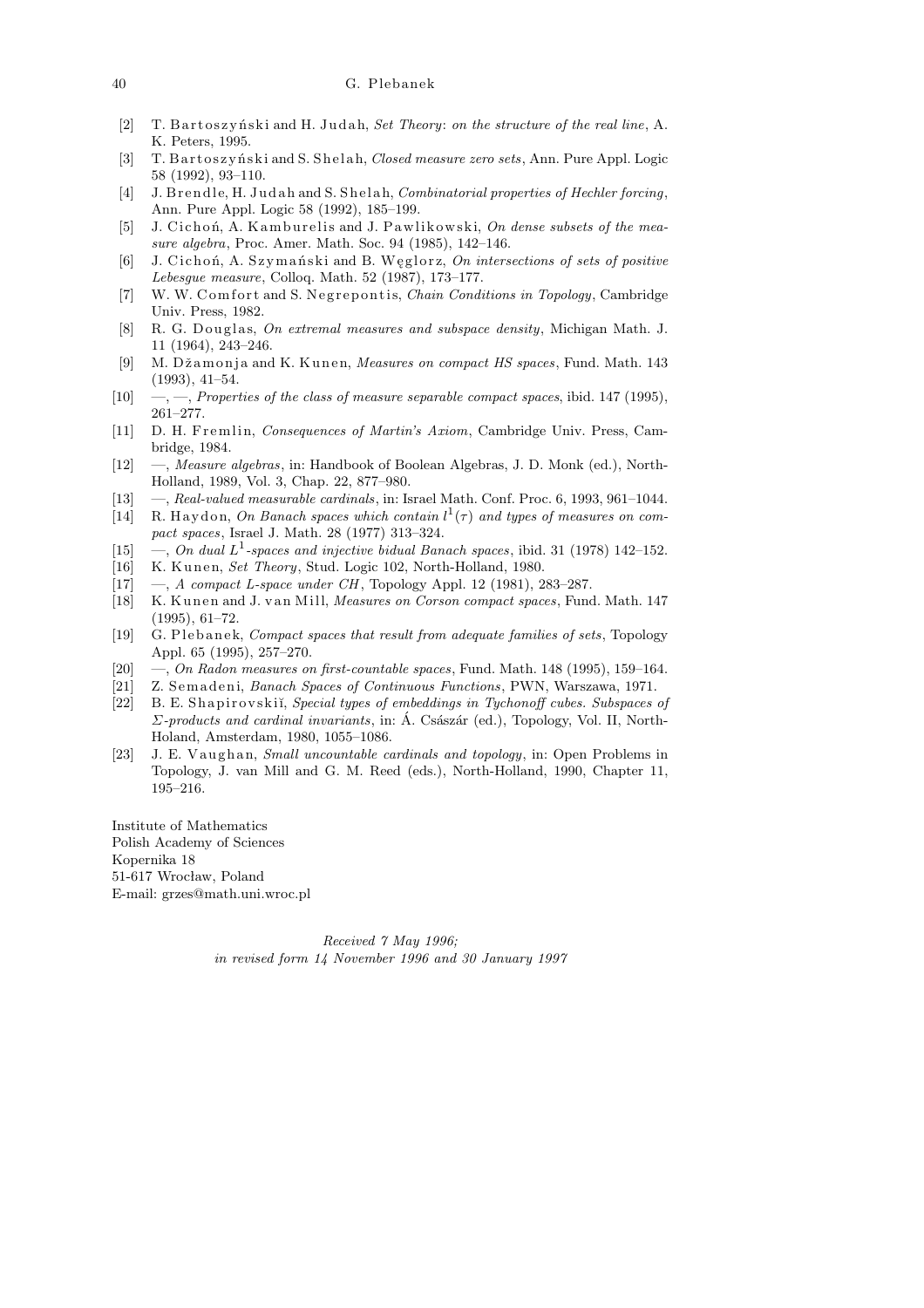[2] T. Bartoszyński and H. Judah, *Set Theory*: *on the structure of the real line*, A. K. Peters, 1995.

[3] T. Bartoszyński and S. Shelah, *Closed measure zero sets*, Ann. Pure Appl. Logic 58 (1992), 93–110.

[4] J. Brendle, H. Judah and S. Shelah, *Combinatorial properties of Hechler forcing*, Ann. Pure Appl. Logic 58 (1992), 185–199.

[5] J. Cichoń, A. Kamburelis and J. Pawlikowski, *On dense subsets of the measure algebra*, Proc. Amer. Math. Soc. 94 (1985), 142–146.

[6] J. Cichoń, A. Szymański and B. Węglorz, *On intersections of sets of positive Lebesgue measure*, Colloq. Math. 52 (1987), 173–177.

[7] W. W. Comfort and S. Negrepontis, *Chain Conditions in Topology*, Cambridge Univ. Press, 1982.

[8] R. G. Douglas, *On extremal measures and subspace density*, Michigan Math. J. 11 (1964), 243–246.

[9] M. Džamonja and K. Kunen, *Measures on compact HS spaces*, Fund. Math. 143 (1993), 41–54.

[10] —, —, *Properties of the class of measure separable compact spaces*, ibid. 147 (1995), 261–277.

[11] D. H. Fremlin, *Consequences of Martin's Axiom*, Cambridge Univ. Press, Cambridge, 1984.

[12] —, *Measure algebras*, in: Handbook of Boolean Algebras, J. D. Monk (ed.), North-Holland, 1989, Vol. 3, Chap. 22, 877–980.

[13] —, *Real-valued measurable cardinals*, in: Israel Math. Conf. Proc. 6, 1993, 961–1044.

[14] R. Haydon, *On Banach spaces which contain $l^1(\tau)$ and types of measures on compact spaces*, Israel J. Math. 28 (1977) 313–324.

[15] —, *On dual $L^1$-spaces and injective bidual Banach spaces*, ibid. 31 (1978) 142–152.

[16] K. Kunen, *Set Theory*, Stud. Logic 102, North-Holland, 1980.

[17] —, *A compact L-space under CH*, Topology Appl. 12 (1981), 283–287.

[18] K. Kunen and J. van Mill, *Measures on Corson compact spaces*, Fund. Math. 147 (1995), 61–72.

[19] G. Plebanek, *Compact spaces that result from adequate families of sets*, Topology Appl. 65 (1995), 257–270.

[20] —, *On Radon measures on first-countable spaces*, Fund. Math. 148 (1995), 159–164.

[21] Z. Semadeni, *Banach Spaces of Continuous Functions*, PWN, Warszawa, 1971.

[22] B. E. Shapirovskiĭ, *Special types of embeddings in Tychonoff cubes. Subspaces of $\Sigma$-products and cardinal invariants*, in: Á. Császár (ed.), Topology, Vol. II, North-Holand, Amsterdam, 1980, 1055–1086.

[23] J. E. Vaughan, *Small uncountable cardinals and topology*, in: Open Problems in Topology, J. van Mill and G. M. Reed (eds.), North-Holland, 1990, Chapter 11, 195–216.

Institute of Mathematics
Polish Academy of Sciences
Kopernika 18
51-617 Wrocław, Poland
E-mail: grzes@math.uni.wroc.pl

*Received 7 May 1996;*
*in revised form 14 November 1996 and 30 January 1997*